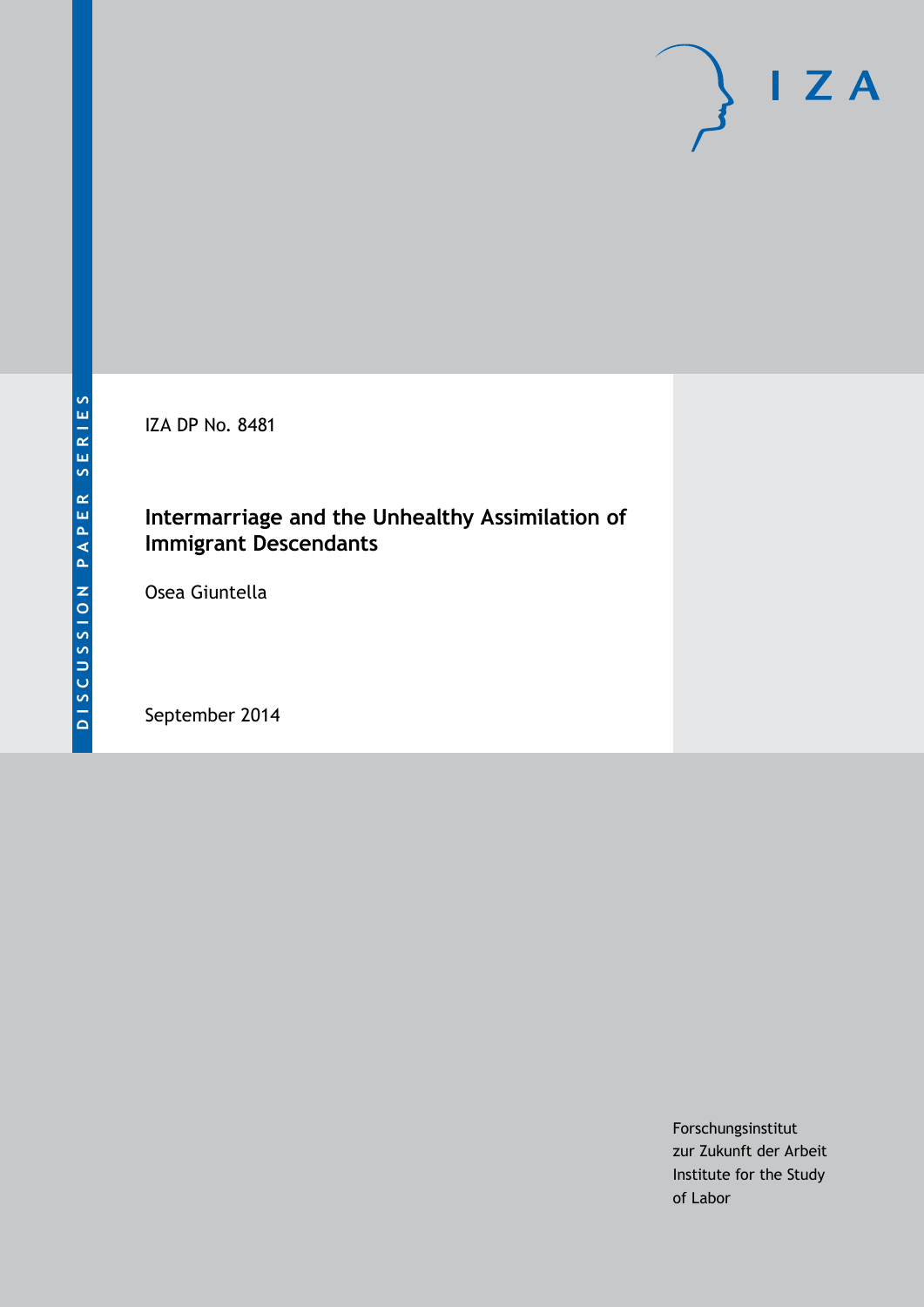DISCUSSION PAPER SERIES

IZA

IZA DP No. 8481

# Intermarriage and the Unhealthy Assimilation of Immigrant Descendants

Osea Giuntella

September 2014

Forschungsinstitut
zur Zukunft der Arbeit
Institute for the Study
of Labor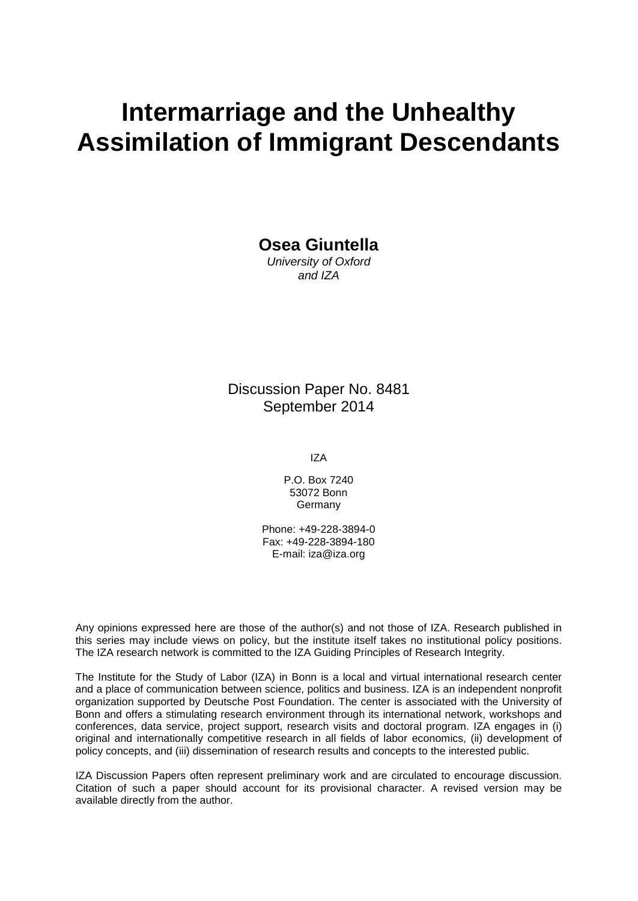# Intermarriage and the Unhealthy Assimilation of Immigrant Descendants

**Osea Giuntella**
*University of Oxford*
*and IZA*

Discussion Paper No. 8481
September 2014

IZA

P.O. Box 7240
53072 Bonn
Germany

Phone: +49-228-3894-0
Fax: +49-228-3894-180
E-mail: iza@iza.org

Any opinions expressed here are those of the author(s) and not those of IZA. Research published in this series may include views on policy, but the institute itself takes no institutional policy positions. The IZA research network is committed to the IZA Guiding Principles of Research Integrity.

The Institute for the Study of Labor (IZA) in Bonn is a local and virtual international research center and a place of communication between science, politics and business. IZA is an independent nonprofit organization supported by Deutsche Post Foundation. The center is associated with the University of Bonn and offers a stimulating research environment through its international network, workshops and conferences, data service, project support, research visits and doctoral program. IZA engages in (i) original and internationally competitive research in all fields of labor economics, (ii) development of policy concepts, and (iii) dissemination of research results and concepts to the interested public.

IZA Discussion Papers often represent preliminary work and are circulated to encourage discussion. Citation of such a paper should account for its provisional character. A revised version may be available directly from the author.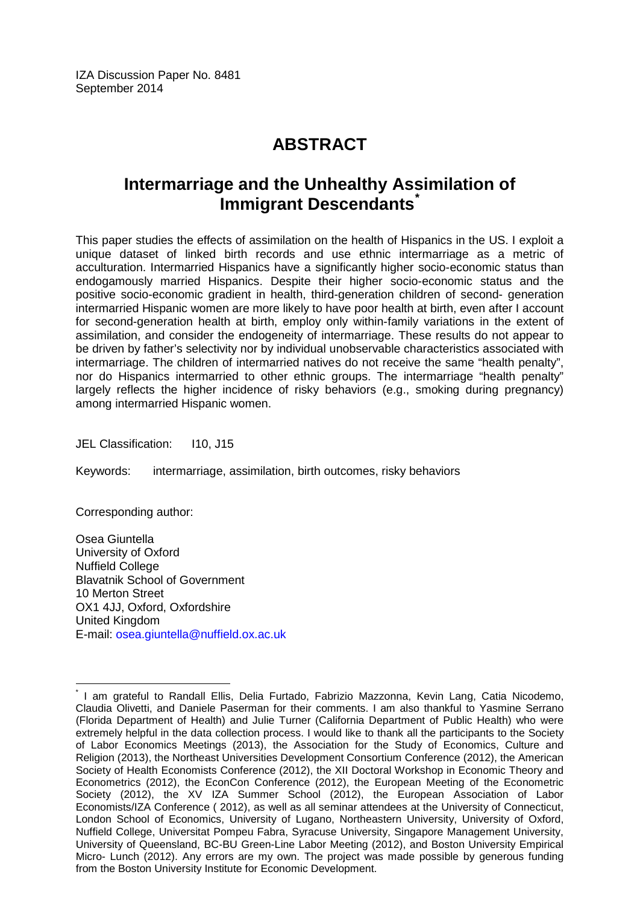IZA Discussion Paper No. 8481
September 2014

# ABSTRACT

## Intermarriage and the Unhealthy Assimilation of Immigrant Descendants[*]

This paper studies the effects of assimilation on the health of Hispanics in the US. I exploit a unique dataset of linked birth records and use ethnic intermarriage as a metric of acculturation. Intermarried Hispanics have a significantly higher socio-economic status than endogamously married Hispanics. Despite their higher socio-economic status and the positive socio-economic gradient in health, third-generation children of second- generation intermarried Hispanic women are more likely to have poor health at birth, even after I account for second-generation health at birth, employ only within-family variations in the extent of assimilation, and consider the endogeneity of intermarriage. These results do not appear to be driven by father's selectivity nor by individual unobservable characteristics associated with intermarriage. The children of intermarried natives do not receive the same "health penalty", nor do Hispanics intermarried to other ethnic groups. The intermarriage "health penalty" largely reflects the higher incidence of risky behaviors (e.g., smoking during pregnancy) among intermarried Hispanic women.

JEL Classification: I10, J15

Keywords: intermarriage, assimilation, birth outcomes, risky behaviors

Corresponding author:

Osea Giuntella
University of Oxford
Nuffield College
Blavatnik School of Government
10 Merton Street
OX1 4JJ, Oxford, Oxfordshire
United Kingdom
E-mail: osea.giuntella@nuffield.ox.ac.uk

---

[*] I am grateful to Randall Ellis, Delia Furtado, Fabrizio Mazzonna, Kevin Lang, Catia Nicodemo, Claudia Olivetti, and Daniele Paserman for their comments. I am also thankful to Yasmine Serrano (Florida Department of Health) and Julie Turner (California Department of Public Health) who were extremely helpful in the data collection process. I would like to thank all the participants to the Society of Labor Economics Meetings (2013), the Association for the Study of Economics, Culture and Religion (2013), the Northeast Universities Development Consortium Conference (2012), the American Society of Health Economists Conference (2012), the XII Doctoral Workshop in Economic Theory and Econometrics (2012), the EconCon Conference (2012), the European Meeting of the Econometric Society (2012), the XV IZA Summer School (2012), the European Association of Labor Economists/IZA Conference ( 2012), as well as all seminar attendees at the University of Connecticut, London School of Economics, University of Lugano, Northeastern University, University of Oxford, Nuffield College, Universitat Pompeu Fabra, Syracuse University, Singapore Management University, University of Queensland, BC-BU Green-Line Labor Meeting (2012), and Boston University Empirical Micro- Lunch (2012). Any errors are my own. The project was made possible by generous funding from the Boston University Institute for Economic Development.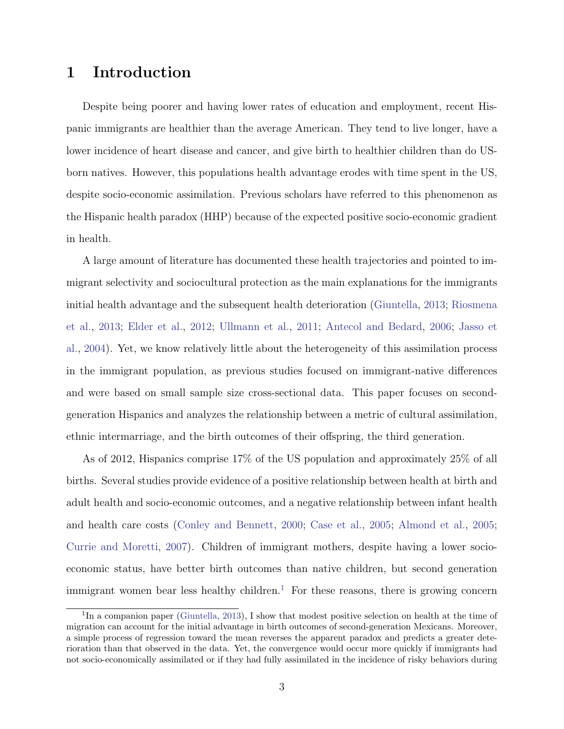# 1 Introduction

Despite being poorer and having lower rates of education and employment, recent Hispanic immigrants are healthier than the average American. They tend to live longer, have a lower incidence of heart disease and cancer, and give birth to healthier children than do US-born natives. However, this populations health advantage erodes with time spent in the US, despite socio-economic assimilation. Previous scholars have referred to this phenomenon as the Hispanic health paradox (HHP) because of the expected positive socio-economic gradient in health.

A large amount of literature has documented these health trajectories and pointed to immigrant selectivity and sociocultural protection as the main explanations for the immigrants initial health advantage and the subsequent health deterioration (Giuntella, 2013; Riosmena et al., 2013; Elder et al., 2012; Ullmann et al., 2011; Antecol and Bedard, 2006; Jasso et al., 2004). Yet, we know relatively little about the heterogeneity of this assimilation process in the immigrant population, as previous studies focused on immigrant-native differences and were based on small sample size cross-sectional data. This paper focuses on second-generation Hispanics and analyzes the relationship between a metric of cultural assimilation, ethnic intermarriage, and the birth outcomes of their offspring, the third generation.

As of 2012, Hispanics comprise 17% of the US population and approximately 25% of all births. Several studies provide evidence of a positive relationship between health at birth and adult health and socio-economic outcomes, and a negative relationship between infant health and health care costs (Conley and Bennett, 2000; Case et al., 2005; Almond et al., 2005; Currie and Moretti, 2007). Children of immigrant mothers, despite having a lower socio-economic status, have better birth outcomes than native children, but second generation immigrant women bear less healthy children.[1] For these reasons, there is growing concern

[1] In a companion paper (Giuntella, 2013), I show that modest positive selection on health at the time of migration can account for the initial advantage in birth outcomes of second-generation Mexicans. Moreover, a simple process of regression toward the mean reverses the apparent paradox and predicts a greater deterioration than that observed in the data. Yet, the convergence would occur more quickly if immigrants had not socio-economically assimilated or if they had fully assimilated in the incidence of risky behaviors during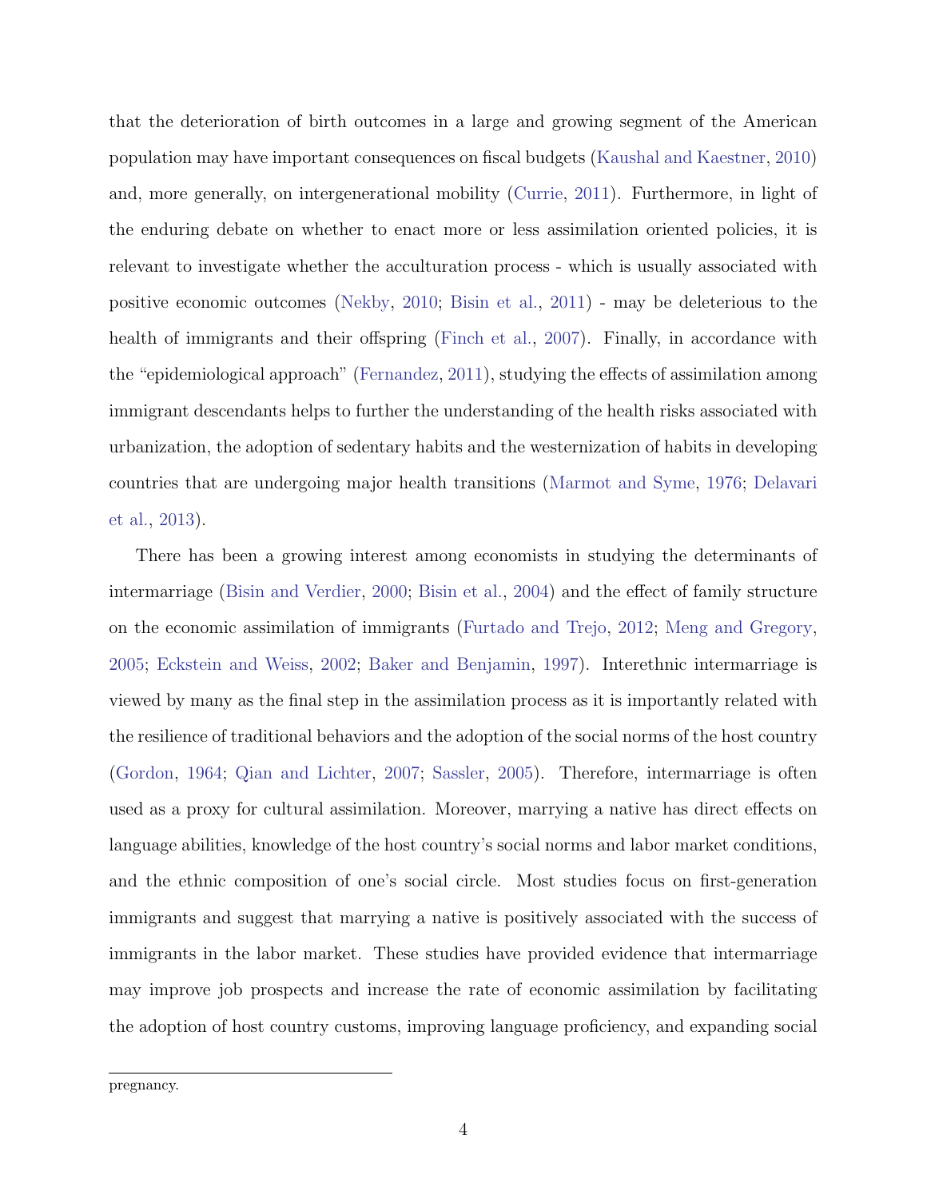that the deterioration of birth outcomes in a large and growing segment of the American population may have important consequences on fiscal budgets (Kaushal and Kaestner, 2010) and, more generally, on intergenerational mobility (Currie, 2011). Furthermore, in light of the enduring debate on whether to enact more or less assimilation oriented policies, it is relevant to investigate whether the acculturation process - which is usually associated with positive economic outcomes (Nekby, 2010; Bisin et al., 2011) - may be deleterious to the health of immigrants and their offspring (Finch et al., 2007). Finally, in accordance with the "epidemiological approach" (Fernandez, 2011), studying the effects of assimilation among immigrant descendants helps to further the understanding of the health risks associated with urbanization, the adoption of sedentary habits and the westernization of habits in developing countries that are undergoing major health transitions (Marmot and Syme, 1976; Delavari et al., 2013).

There has been a growing interest among economists in studying the determinants of intermarriage (Bisin and Verdier, 2000; Bisin et al., 2004) and the effect of family structure on the economic assimilation of immigrants (Furtado and Trejo, 2012; Meng and Gregory, 2005; Eckstein and Weiss, 2002; Baker and Benjamin, 1997). Interethnic intermarriage is viewed by many as the final step in the assimilation process as it is importantly related with the resilience of traditional behaviors and the adoption of the social norms of the host country (Gordon, 1964; Qian and Lichter, 2007; Sassler, 2005). Therefore, intermarriage is often used as a proxy for cultural assimilation. Moreover, marrying a native has direct effects on language abilities, knowledge of the host country's social norms and labor market conditions, and the ethnic composition of one's social circle. Most studies focus on first-generation immigrants and suggest that marrying a native is positively associated with the success of immigrants in the labor market. These studies have provided evidence that intermarriage may improve job prospects and increase the rate of economic assimilation by facilitating the adoption of host country customs, improving language proficiency, and expanding social

pregnancy.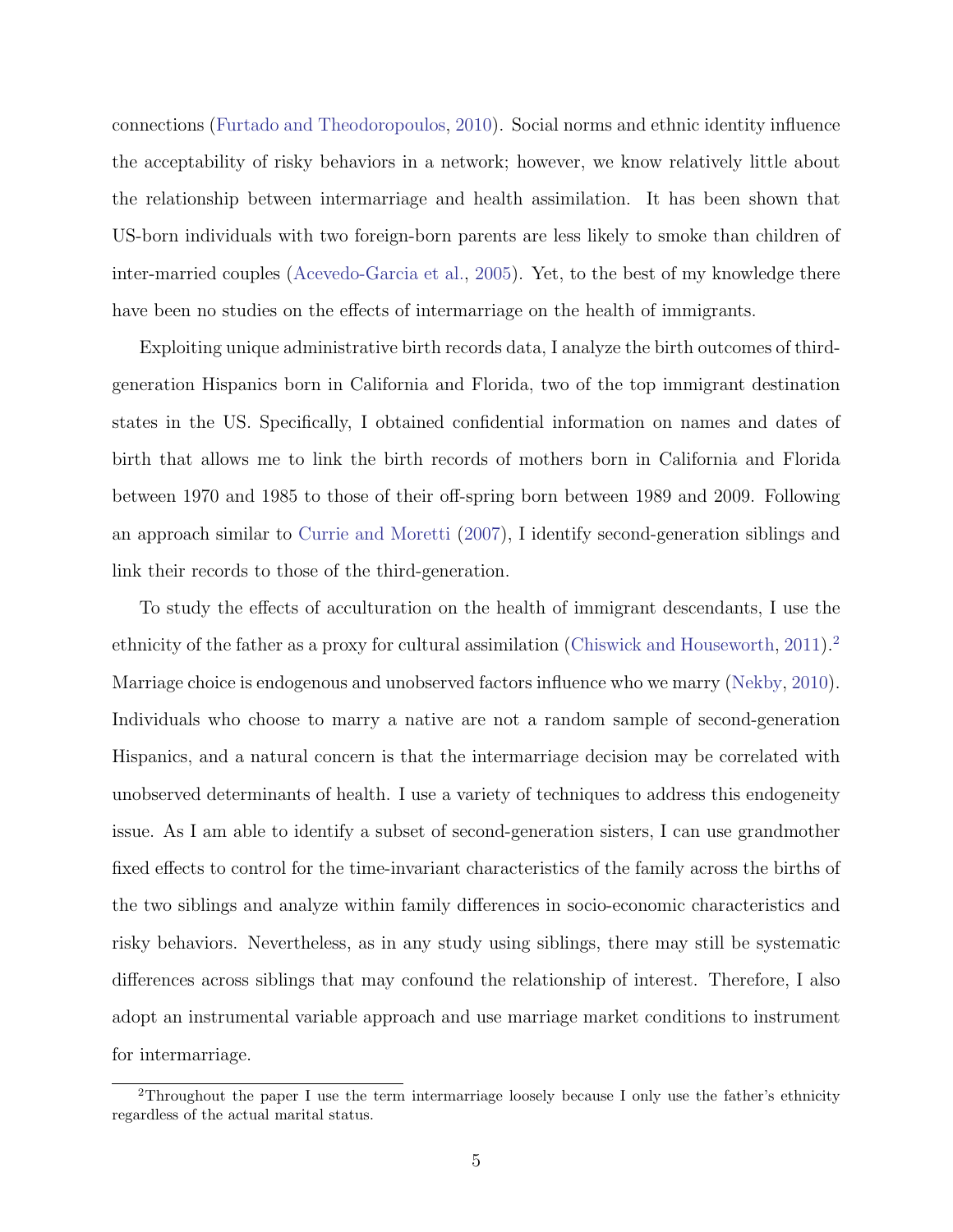connections (Furtado and Theodoropoulos, 2010). Social norms and ethnic identity influence the acceptability of risky behaviors in a network; however, we know relatively little about the relationship between intermarriage and health assimilation. It has been shown that US-born individuals with two foreign-born parents are less likely to smoke than children of inter-married couples (Acevedo-Garcia et al., 2005). Yet, to the best of my knowledge there have been no studies on the effects of intermarriage on the health of immigrants.

Exploiting unique administrative birth records data, I analyze the birth outcomes of third-generation Hispanics born in California and Florida, two of the top immigrant destination states in the US. Specifically, I obtained confidential information on names and dates of birth that allows me to link the birth records of mothers born in California and Florida between 1970 and 1985 to those of their off-spring born between 1989 and 2009. Following an approach similar to Currie and Moretti (2007), I identify second-generation siblings and link their records to those of the third-generation.

To study the effects of acculturation on the health of immigrant descendants, I use the ethnicity of the father as a proxy for cultural assimilation (Chiswick and Houseworth, 2011).[2] Marriage choice is endogenous and unobserved factors influence who we marry (Nekby, 2010). Individuals who choose to marry a native are not a random sample of second-generation Hispanics, and a natural concern is that the intermarriage decision may be correlated with unobserved determinants of health. I use a variety of techniques to address this endogeneity issue. As I am able to identify a subset of second-generation sisters, I can use grandmother fixed effects to control for the time-invariant characteristics of the family across the births of the two siblings and analyze within family differences in socio-economic characteristics and risky behaviors. Nevertheless, as in any study using siblings, there may still be systematic differences across siblings that may confound the relationship of interest. Therefore, I also adopt an instrumental variable approach and use marriage market conditions to instrument for intermarriage.

[2] Throughout the paper I use the term intermarriage loosely because I only use the father's ethnicity regardless of the actual marital status.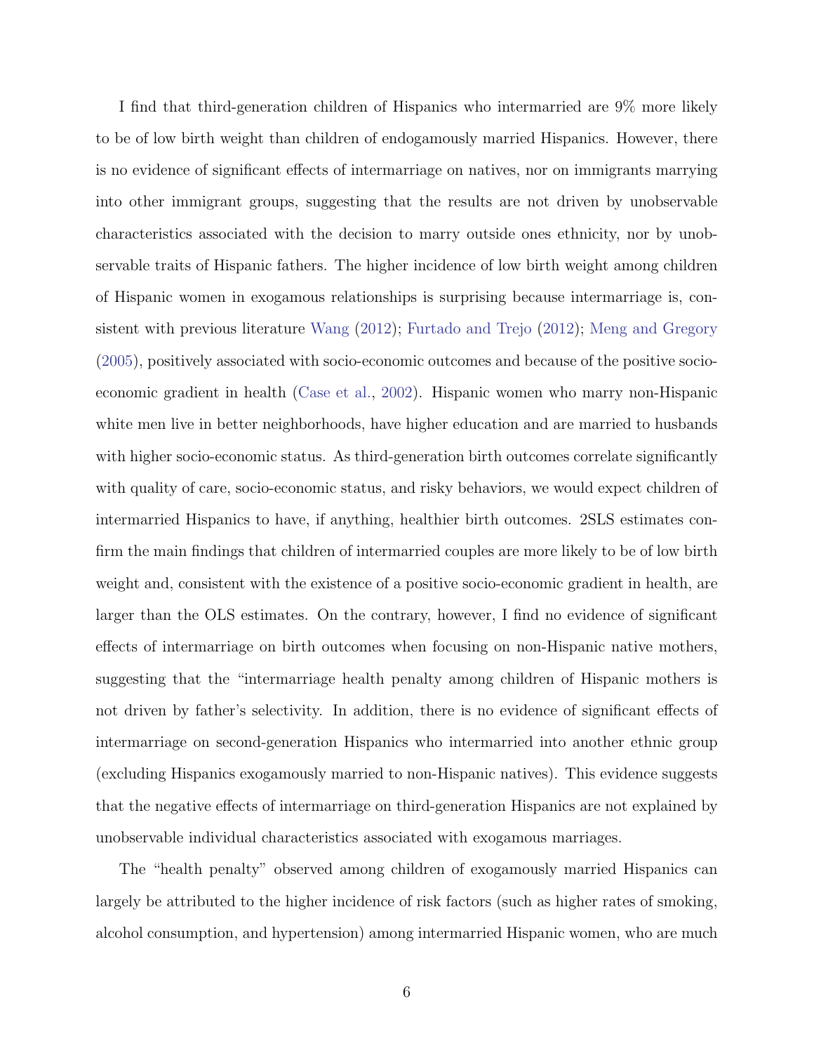I find that third-generation children of Hispanics who intermarried are 9% more likely to be of low birth weight than children of endogamously married Hispanics. However, there is no evidence of significant effects of intermarriage on natives, nor on immigrants marrying into other immigrant groups, suggesting that the results are not driven by unobservable characteristics associated with the decision to marry outside ones ethnicity, nor by unobservable traits of Hispanic fathers. The higher incidence of low birth weight among children of Hispanic women in exogamous relationships is surprising because intermarriage is, consistent with previous literature Wang (2012); Furtado and Trejo (2012); Meng and Gregory (2005), positively associated with socio-economic outcomes and because of the positive socio-economic gradient in health (Case et al., 2002). Hispanic women who marry non-Hispanic white men live in better neighborhoods, have higher education and are married to husbands with higher socio-economic status. As third-generation birth outcomes correlate significantly with quality of care, socio-economic status, and risky behaviors, we would expect children of intermarried Hispanics to have, if anything, healthier birth outcomes. 2SLS estimates confirm the main findings that children of intermarried couples are more likely to be of low birth weight and, consistent with the existence of a positive socio-economic gradient in health, are larger than the OLS estimates. On the contrary, however, I find no evidence of significant effects of intermarriage on birth outcomes when focusing on non-Hispanic native mothers, suggesting that the "intermarriage health penalty among children of Hispanic mothers is not driven by father's selectivity. In addition, there is no evidence of significant effects of intermarriage on second-generation Hispanics who intermarried into another ethnic group (excluding Hispanics exogamously married to non-Hispanic natives). This evidence suggests that the negative effects of intermarriage on third-generation Hispanics are not explained by unobservable individual characteristics associated with exogamous marriages.

The "health penalty" observed among children of exogamously married Hispanics can largely be attributed to the higher incidence of risk factors (such as higher rates of smoking, alcohol consumption, and hypertension) among intermarried Hispanic women, who are much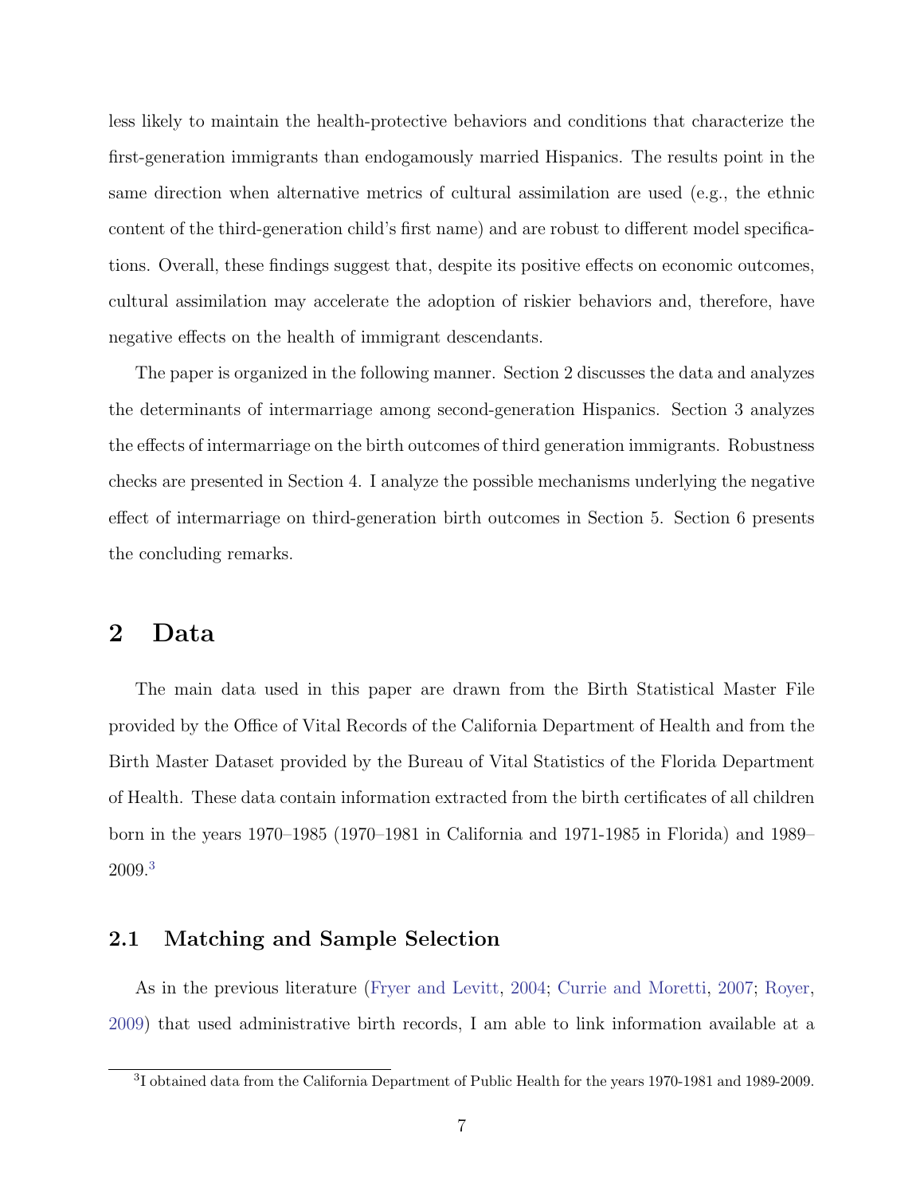less likely to maintain the health-protective behaviors and conditions that characterize the first-generation immigrants than endogamously married Hispanics. The results point in the same direction when alternative metrics of cultural assimilation are used (e.g., the ethnic content of the third-generation child's first name) and are robust to different model specifications. Overall, these findings suggest that, despite its positive effects on economic outcomes, cultural assimilation may accelerate the adoption of riskier behaviors and, therefore, have negative effects on the health of immigrant descendants.

The paper is organized in the following manner. Section 2 discusses the data and analyzes the determinants of intermarriage among second-generation Hispanics. Section 3 analyzes the effects of intermarriage on the birth outcomes of third generation immigrants. Robustness checks are presented in Section 4. I analyze the possible mechanisms underlying the negative effect of intermarriage on third-generation birth outcomes in Section 5. Section 6 presents the concluding remarks.

# 2 Data

The main data used in this paper are drawn from the Birth Statistical Master File provided by the Office of Vital Records of the California Department of Health and from the Birth Master Dataset provided by the Bureau of Vital Statistics of the Florida Department of Health. These data contain information extracted from the birth certificates of all children born in the years 1970–1985 (1970–1981 in California and 1971-1985 in Florida) and 1989–2009.[3]

## 2.1 Matching and Sample Selection

As in the previous literature (Fryer and Levitt, 2004; Currie and Moretti, 2007; Royer, 2009) that used administrative birth records, I am able to link information available at a

[3] I obtained data from the California Department of Public Health for the years 1970-1981 and 1989-2009.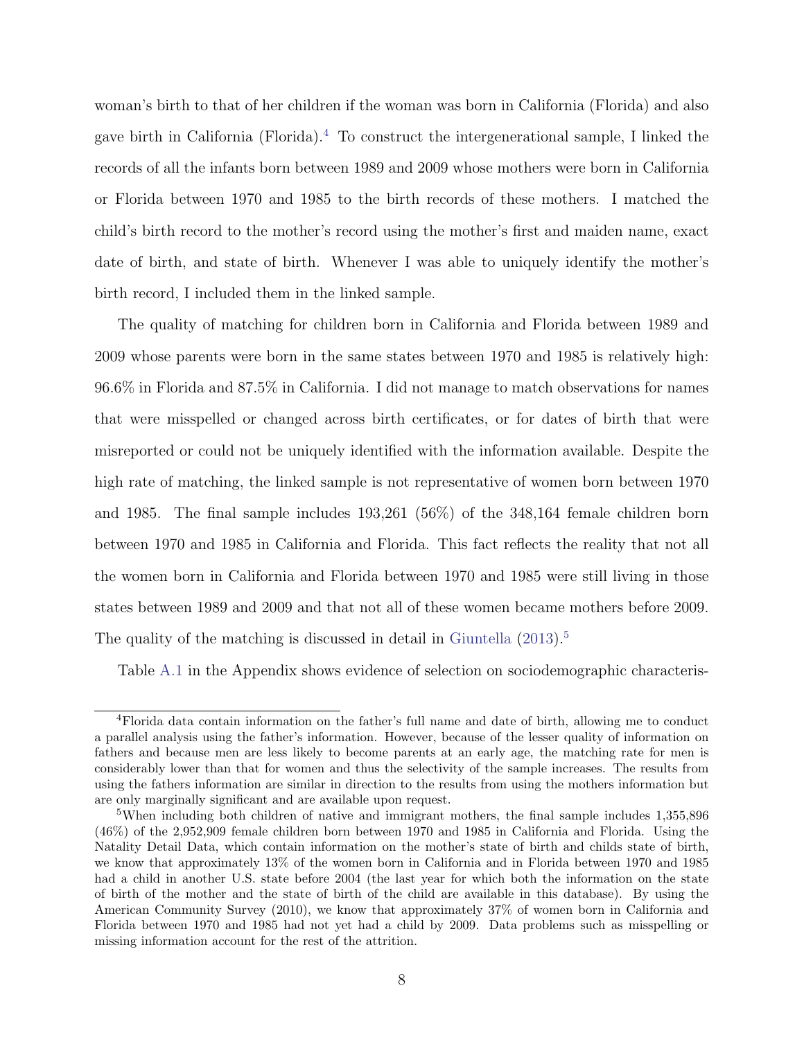woman's birth to that of her children if the woman was born in California (Florida) and also gave birth in California (Florida).[4] To construct the intergenerational sample, I linked the records of all the infants born between 1989 and 2009 whose mothers were born in California or Florida between 1970 and 1985 to the birth records of these mothers. I matched the child's birth record to the mother's record using the mother's first and maiden name, exact date of birth, and state of birth. Whenever I was able to uniquely identify the mother's birth record, I included them in the linked sample.

The quality of matching for children born in California and Florida between 1989 and 2009 whose parents were born in the same states between 1970 and 1985 is relatively high: 96.6% in Florida and 87.5% in California. I did not manage to match observations for names that were misspelled or changed across birth certificates, or for dates of birth that were misreported or could not be uniquely identified with the information available. Despite the high rate of matching, the linked sample is not representative of women born between 1970 and 1985. The final sample includes 193,261 (56%) of the 348,164 female children born between 1970 and 1985 in California and Florida. This fact reflects the reality that not all the women born in California and Florida between 1970 and 1985 were still living in those states between 1989 and 2009 and that not all of these women became mothers before 2009. The quality of the matching is discussed in detail in Giuntella (2013).[5]

Table A.1 in the Appendix shows evidence of selection on sociodemographic characteris-

---

[4] Florida data contain information on the father's full name and date of birth, allowing me to conduct a parallel analysis using the father's information. However, because of the lesser quality of information on fathers and because men are less likely to become parents at an early age, the matching rate for men is considerably lower than that for women and thus the selectivity of the sample increases. The results from using the fathers information are similar in direction to the results from using the mothers information but are only marginally significant and are available upon request.

[5] When including both children of native and immigrant mothers, the final sample includes 1,355,896 (46%) of the 2,952,909 female children born between 1970 and 1985 in California and Florida. Using the Natality Detail Data, which contain information on the mother's state of birth and childs state of birth, we know that approximately 13% of the women born in California and in Florida between 1970 and 1985 had a child in another U.S. state before 2004 (the last year for which both the information on the state of birth of the mother and the state of birth of the child are available in this database). By using the American Community Survey (2010), we know that approximately 37% of women born in California and Florida between 1970 and 1985 had not yet had a child by 2009. Data problems such as misspelling or missing information account for the rest of the attrition.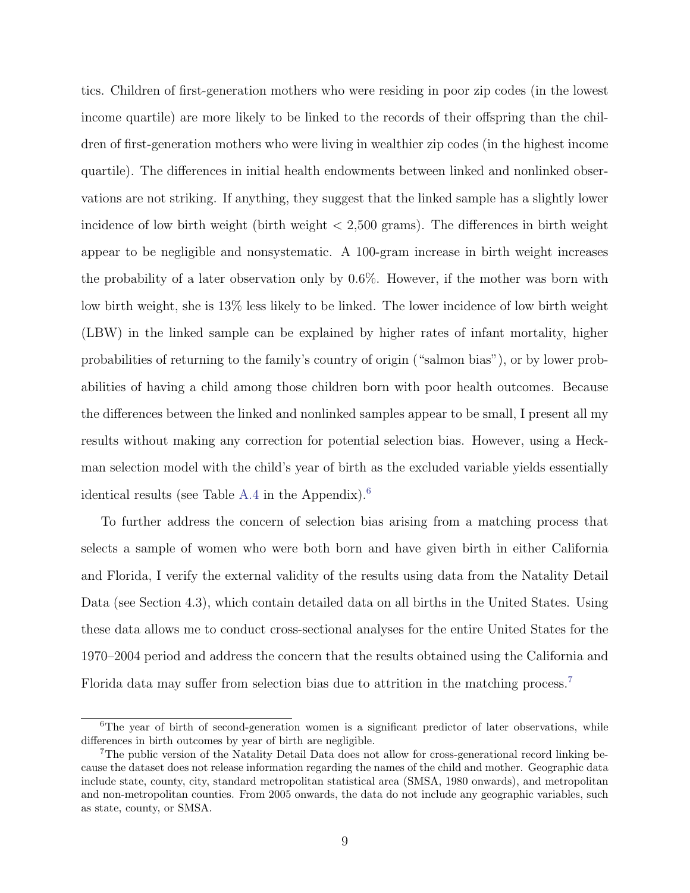tics. Children of first-generation mothers who were residing in poor zip codes (in the lowest income quartile) are more likely to be linked to the records of their offspring than the children of first-generation mothers who were living in wealthier zip codes (in the highest income quartile). The differences in initial health endowments between linked and nonlinked observations are not striking. If anything, they suggest that the linked sample has a slightly lower incidence of low birth weight (birth weight < 2,500 grams). The differences in birth weight appear to be negligible and nonsystematic. A 100-gram increase in birth weight increases the probability of a later observation only by 0.6%. However, if the mother was born with low birth weight, she is 13% less likely to be linked. The lower incidence of low birth weight (LBW) in the linked sample can be explained by higher rates of infant mortality, higher probabilities of returning to the family's country of origin ("salmon bias"), or by lower probabilities of having a child among those children born with poor health outcomes. Because the differences between the linked and nonlinked samples appear to be small, I present all my results without making any correction for potential selection bias. However, using a Heckman selection model with the child's year of birth as the excluded variable yields essentially identical results (see Table A.4 in the Appendix).[6]

To further address the concern of selection bias arising from a matching process that selects a sample of women who were both born and have given birth in either California and Florida, I verify the external validity of the results using data from the Natality Detail Data (see Section 4.3), which contain detailed data on all births in the United States. Using these data allows me to conduct cross-sectional analyses for the entire United States for the 1970–2004 period and address the concern that the results obtained using the California and Florida data may suffer from selection bias due to attrition in the matching process.[7]

---

[6] The year of birth of second-generation women is a significant predictor of later observations, while differences in birth outcomes by year of birth are negligible.

[7] The public version of the Natality Detail Data does not allow for cross-generational record linking because the dataset does not release information regarding the names of the child and mother. Geographic data include state, county, city, standard metropolitan statistical area (SMSA, 1980 onwards), and metropolitan and non-metropolitan counties. From 2005 onwards, the data do not include any geographic variables, such as state, county, or SMSA.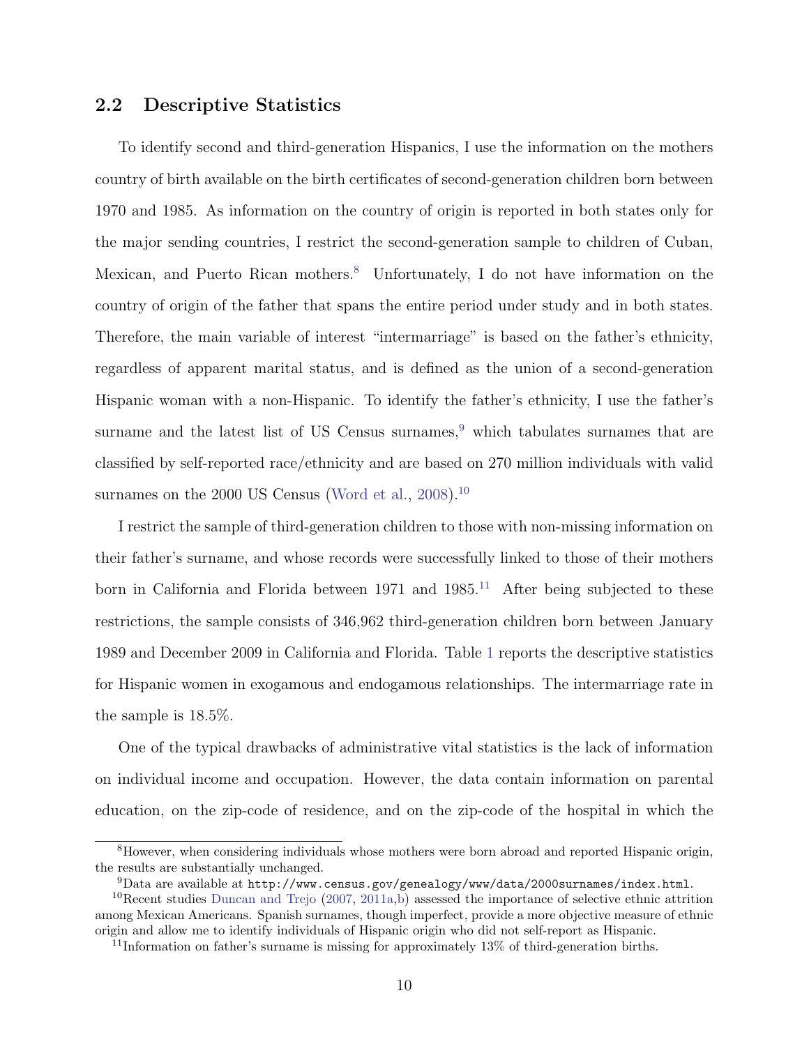## 2.2 Descriptive Statistics

To identify second and third-generation Hispanics, I use the information on the mothers country of birth available on the birth certificates of second-generation children born between 1970 and 1985. As information on the country of origin is reported in both states only for the major sending countries, I restrict the second-generation sample to children of Cuban, Mexican, and Puerto Rican mothers.[8] Unfortunately, I do not have information on the country of origin of the father that spans the entire period under study and in both states. Therefore, the main variable of interest "intermarriage" is based on the father's ethnicity, regardless of apparent marital status, and is defined as the union of a second-generation Hispanic woman with a non-Hispanic. To identify the father's ethnicity, I use the father's surname and the latest list of US Census surnames,[9] which tabulates surnames that are classified by self-reported race/ethnicity and are based on 270 million individuals with valid surnames on the 2000 US Census (Word et al., 2008).[10]

I restrict the sample of third-generation children to those with non-missing information on their father's surname, and whose records were successfully linked to those of their mothers born in California and Florida between 1971 and 1985.[11] After being subjected to these restrictions, the sample consists of 346,962 third-generation children born between January 1989 and December 2009 in California and Florida. Table 1 reports the descriptive statistics for Hispanic women in exogamous and endogamous relationships. The intermarriage rate in the sample is 18.5%.

One of the typical drawbacks of administrative vital statistics is the lack of information on individual income and occupation. However, the data contain information on parental education, on the zip-code of residence, and on the zip-code of the hospital in which the

[8] However, when considering individuals whose mothers were born abroad and reported Hispanic origin, the results are substantially unchanged.

[9] Data are available at `http://www.census.gov/genealogy/www/data/2000surnames/index.html`.

[10] Recent studies Duncan and Trejo (2007, 2011a,b) assessed the importance of selective ethnic attrition among Mexican Americans. Spanish surnames, though imperfect, provide a more objective measure of ethnic origin and allow me to identify individuals of Hispanic origin who did not self-report as Hispanic.

[11] Information on father's surname is missing for approximately 13% of third-generation births.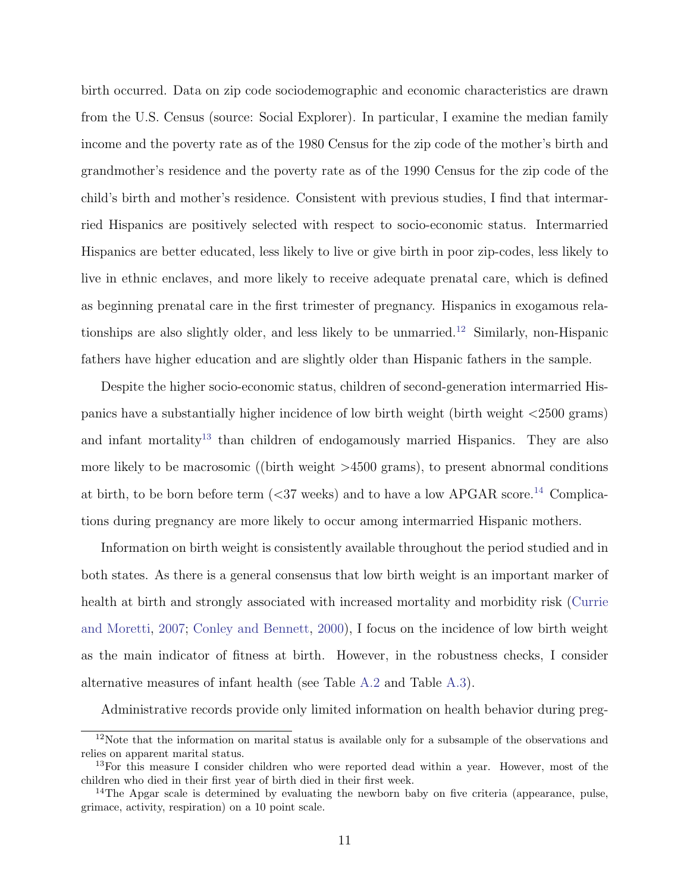birth occurred. Data on zip code sociodemographic and economic characteristics are drawn from the U.S. Census (source: Social Explorer). In particular, I examine the median family income and the poverty rate as of the 1980 Census for the zip code of the mother's birth and grandmother's residence and the poverty rate as of the 1990 Census for the zip code of the child's birth and mother's residence. Consistent with previous studies, I find that intermarried Hispanics are positively selected with respect to socio-economic status. Intermarried Hispanics are better educated, less likely to live or give birth in poor zip-codes, less likely to live in ethnic enclaves, and more likely to receive adequate prenatal care, which is defined as beginning prenatal care in the first trimester of pregnancy. Hispanics in exogamous relationships are also slightly older, and less likely to be unmarried.[12] Similarly, non-Hispanic fathers have higher education and are slightly older than Hispanic fathers in the sample.

Despite the higher socio-economic status, children of second-generation intermarried Hispanics have a substantially higher incidence of low birth weight (birth weight <2500 grams) and infant mortality[13] than children of endogamously married Hispanics. They are also more likely to be macrosomic ((birth weight >4500 grams), to present abnormal conditions at birth, to be born before term (<37 weeks) and to have a low APGAR score.[14] Complications during pregnancy are more likely to occur among intermarried Hispanic mothers.

Information on birth weight is consistently available throughout the period studied and in both states. As there is a general consensus that low birth weight is an important marker of health at birth and strongly associated with increased mortality and morbidity risk (Currie and Moretti, 2007; Conley and Bennett, 2000), I focus on the incidence of low birth weight as the main indicator of fitness at birth. However, in the robustness checks, I consider alternative measures of infant health (see Table A.2 and Table A.3).

Administrative records provide only limited information on health behavior during preg-

[12] Note that the information on marital status is available only for a subsample of the observations and relies on apparent marital status.

[13] For this measure I consider children who were reported dead within a year. However, most of the children who died in their first year of birth died in their first week.

[14] The Apgar scale is determined by evaluating the newborn baby on five criteria (appearance, pulse, grimace, activity, respiration) on a 10 point scale.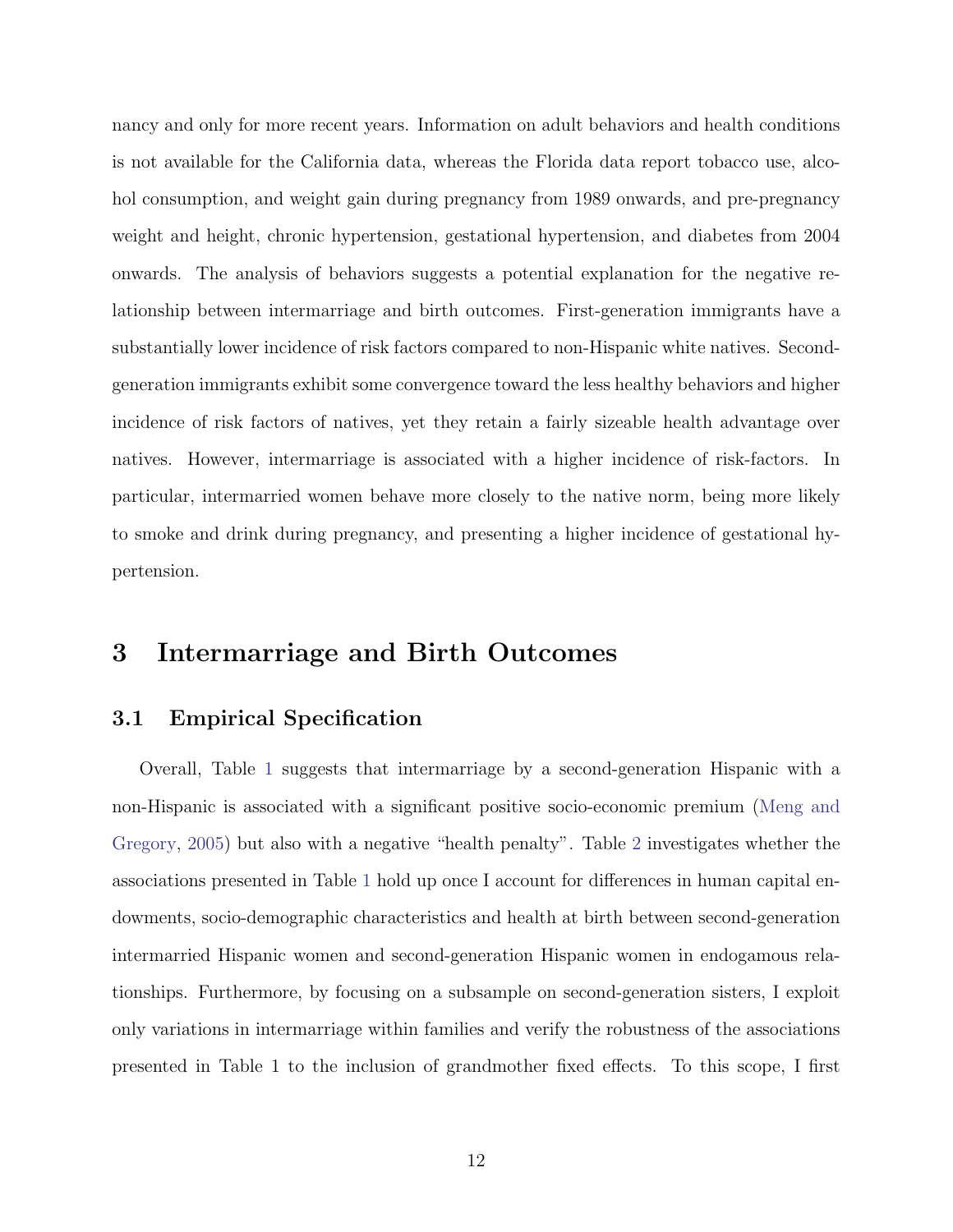nancy and only for more recent years. Information on adult behaviors and health conditions is not available for the California data, whereas the Florida data report tobacco use, alcohol consumption, and weight gain during pregnancy from 1989 onwards, and pre-pregnancy weight and height, chronic hypertension, gestational hypertension, and diabetes from 2004 onwards. The analysis of behaviors suggests a potential explanation for the negative relationship between intermarriage and birth outcomes. First-generation immigrants have a substantially lower incidence of risk factors compared to non-Hispanic white natives. Second-generation immigrants exhibit some convergence toward the less healthy behaviors and higher incidence of risk factors of natives, yet they retain a fairly sizeable health advantage over natives. However, intermarriage is associated with a higher incidence of risk-factors. In particular, intermarried women behave more closely to the native norm, being more likely to smoke and drink during pregnancy, and presenting a higher incidence of gestational hypertension.

# 3 Intermarriage and Birth Outcomes

## 3.1 Empirical Specification

Overall, Table 1 suggests that intermarriage by a second-generation Hispanic with a non-Hispanic is associated with a significant positive socio-economic premium (Meng and Gregory, 2005) but also with a negative "health penalty". Table 2 investigates whether the associations presented in Table 1 hold up once I account for differences in human capital endowments, socio-demographic characteristics and health at birth between second-generation intermarried Hispanic women and second-generation Hispanic women in endogamous relationships. Furthermore, by focusing on a subsample on second-generation sisters, I exploit only variations in intermarriage within families and verify the robustness of the associations presented in Table 1 to the inclusion of grandmother fixed effects. To this scope, I first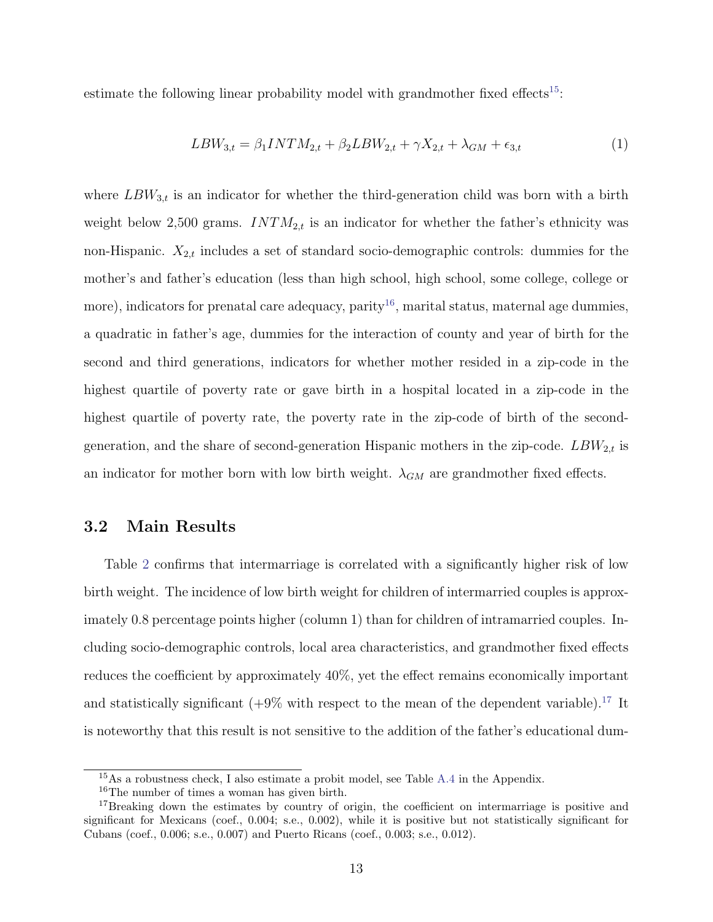estimate the following linear probability model with grandmother fixed effects[15]:

$$LBW_{3,t} = \beta_1 INTM_{2,t} + \beta_2 LBW_{2,t} + \gamma X_{2,t} + \lambda_{GM} + \epsilon_{3,t} \tag{1}$$

where $LBW_{3,t}$ is an indicator for whether the third-generation child was born with a birth weight below 2,500 grams. $INTM_{2,t}$ is an indicator for whether the father's ethnicity was non-Hispanic. $X_{2,t}$ includes a set of standard socio-demographic controls: dummies for the mother's and father's education (less than high school, high school, some college, college or more), indicators for prenatal care adequacy, parity[16], marital status, maternal age dummies, a quadratic in father's age, dummies for the interaction of county and year of birth for the second and third generations, indicators for whether mother resided in a zip-code in the highest quartile of poverty rate or gave birth in a hospital located in a zip-code in the highest quartile of poverty rate, the poverty rate in the zip-code of birth of the second-generation, and the share of second-generation Hispanic mothers in the zip-code. $LBW_{2,t}$ is an indicator for mother born with low birth weight. $\lambda_{GM}$ are grandmother fixed effects.

## 3.2 Main Results

Table 2 confirms that intermarriage is correlated with a significantly higher risk of low birth weight. The incidence of low birth weight for children of intermarried couples is approximately 0.8 percentage points higher (column 1) than for children of intramarried couples. Including socio-demographic controls, local area characteristics, and grandmother fixed effects reduces the coefficient by approximately 40%, yet the effect remains economically important and statistically significant (+9% with respect to the mean of the dependent variable).[17] It is noteworthy that this result is not sensitive to the addition of the father's educational dum-

---

[15] As a robustness check, I also estimate a probit model, see Table A.4 in the Appendix.

[16] The number of times a woman has given birth.

[17] Breaking down the estimates by country of origin, the coefficient on intermarriage is positive and significant for Mexicans (coef., 0.004; s.e., 0.002), while it is positive but not statistically significant for Cubans (coef., 0.006; s.e., 0.007) and Puerto Ricans (coef., 0.003; s.e., 0.012).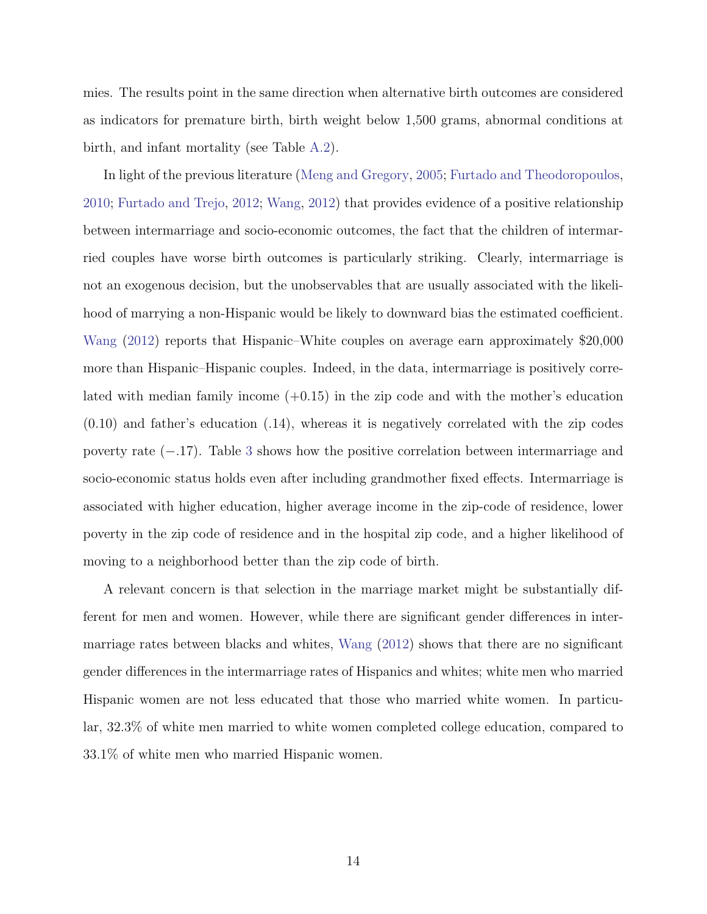mies. The results point in the same direction when alternative birth outcomes are considered as indicators for premature birth, birth weight below 1,500 grams, abnormal conditions at birth, and infant mortality (see Table A.2).

In light of the previous literature (Meng and Gregory, 2005; Furtado and Theodoropoulos, 2010; Furtado and Trejo, 2012; Wang, 2012) that provides evidence of a positive relationship between intermarriage and socio-economic outcomes, the fact that the children of intermarried couples have worse birth outcomes is particularly striking. Clearly, intermarriage is not an exogenous decision, but the unobservables that are usually associated with the likelihood of marrying a non-Hispanic would be likely to downward bias the estimated coefficient. Wang (2012) reports that Hispanic–White couples on average earn approximately $20,000 more than Hispanic–Hispanic couples. Indeed, in the data, intermarriage is positively correlated with median family income (+0.15) in the zip code and with the mother's education (0.10) and father's education (.14), whereas it is negatively correlated with the zip codes poverty rate (−.17). Table 3 shows how the positive correlation between intermarriage and socio-economic status holds even after including grandmother fixed effects. Intermarriage is associated with higher education, higher average income in the zip-code of residence, lower poverty in the zip code of residence and in the hospital zip code, and a higher likelihood of moving to a neighborhood better than the zip code of birth.

A relevant concern is that selection in the marriage market might be substantially different for men and women. However, while there are significant gender differences in intermarriage rates between blacks and whites, Wang (2012) shows that there are no significant gender differences in the intermarriage rates of Hispanics and whites; white men who married Hispanic women are not less educated that those who married white women. In particular, 32.3% of white men married to white women completed college education, compared to 33.1% of white men who married Hispanic women.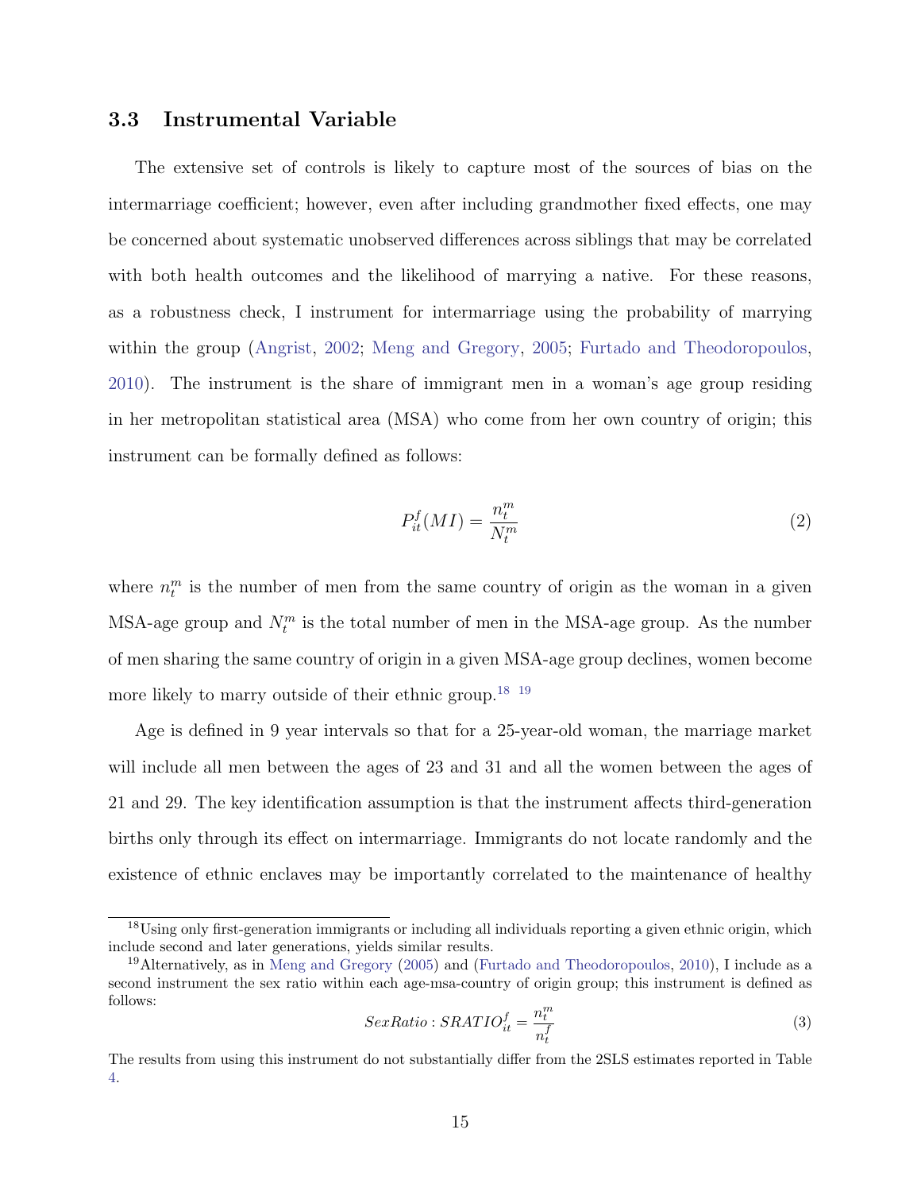### 3.3 Instrumental Variable

The extensive set of controls is likely to capture most of the sources of bias on the intermarriage coefficient; however, even after including grandmother fixed effects, one may be concerned about systematic unobserved differences across siblings that may be correlated with both health outcomes and the likelihood of marrying a native. For these reasons, as a robustness check, I instrument for intermarriage using the probability of marrying within the group (Angrist, 2002; Meng and Gregory, 2005; Furtado and Theodoropoulos, 2010). The instrument is the share of immigrant men in a woman's age group residing in her metropolitan statistical area (MSA) who come from her own country of origin; this instrument can be formally defined as follows:

$$P^f_{it}(MI) = \frac{n^m_t}{N^m_t} \tag{2}$$

where $n^m_t$ is the number of men from the same country of origin as the woman in a given MSA-age group and $N^m_t$ is the total number of men in the MSA-age group. As the number of men sharing the same country of origin in a given MSA-age group declines, women become more likely to marry outside of their ethnic group.[18] [19]

Age is defined in 9 year intervals so that for a 25-year-old woman, the marriage market will include all men between the ages of 23 and 31 and all the women between the ages of 21 and 29. The key identification assumption is that the instrument affects third-generation births only through its effect on intermarriage. Immigrants do not locate randomly and the existence of ethnic enclaves may be importantly correlated to the maintenance of healthy

[18] Using only first-generation immigrants or including all individuals reporting a given ethnic origin, which include second and later generations, yields similar results.

[19] Alternatively, as in Meng and Gregory (2005) and (Furtado and Theodoropoulos, 2010), I include as a second instrument the sex ratio within each age-msa-country of origin group; this instrument is defined as follows:

$$SexRatio : SRATIO^f_{it} = \frac{n^m_t}{n^f_t} \tag{3}$$

The results from using this instrument do not substantially differ from the 2SLS estimates reported in Table 4.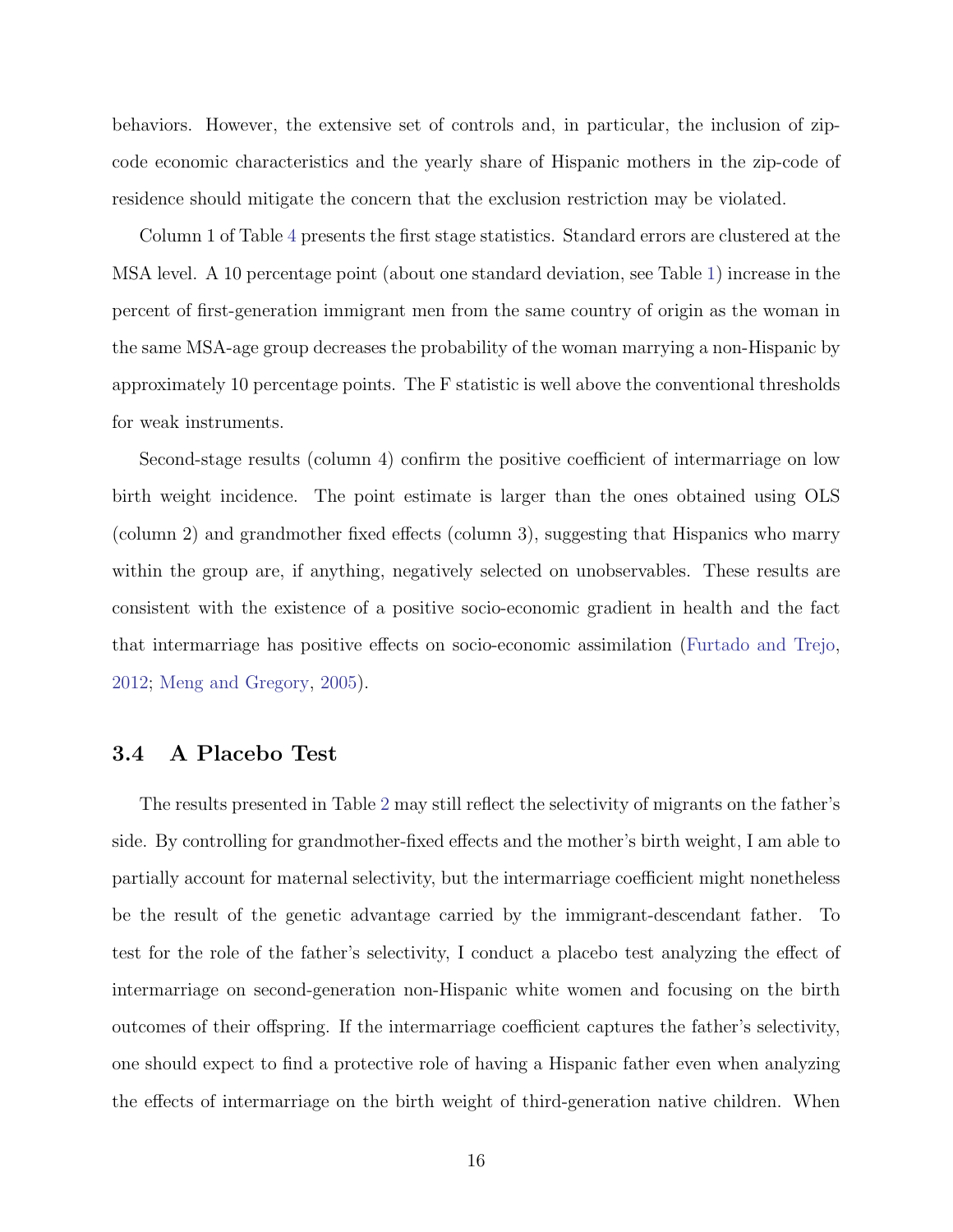behaviors. However, the extensive set of controls and, in particular, the inclusion of zip-code economic characteristics and the yearly share of Hispanic mothers in the zip-code of residence should mitigate the concern that the exclusion restriction may be violated.

Column 1 of Table 4 presents the first stage statistics. Standard errors are clustered at the MSA level. A 10 percentage point (about one standard deviation, see Table 1) increase in the percent of first-generation immigrant men from the same country of origin as the woman in the same MSA-age group decreases the probability of the woman marrying a non-Hispanic by approximately 10 percentage points. The F statistic is well above the conventional thresholds for weak instruments.

Second-stage results (column 4) confirm the positive coefficient of intermarriage on low birth weight incidence. The point estimate is larger than the ones obtained using OLS (column 2) and grandmother fixed effects (column 3), suggesting that Hispanics who marry within the group are, if anything, negatively selected on unobservables. These results are consistent with the existence of a positive socio-economic gradient in health and the fact that intermarriage has positive effects on socio-economic assimilation (Furtado and Trejo, 2012; Meng and Gregory, 2005).

### 3.4 A Placebo Test

The results presented in Table 2 may still reflect the selectivity of migrants on the father's side. By controlling for grandmother-fixed effects and the mother's birth weight, I am able to partially account for maternal selectivity, but the intermarriage coefficient might nonetheless be the result of the genetic advantage carried by the immigrant-descendant father. To test for the role of the father's selectivity, I conduct a placebo test analyzing the effect of intermarriage on second-generation non-Hispanic white women and focusing on the birth outcomes of their offspring. If the intermarriage coefficient captures the father's selectivity, one should expect to find a protective role of having a Hispanic father even when analyzing the effects of intermarriage on the birth weight of third-generation native children. When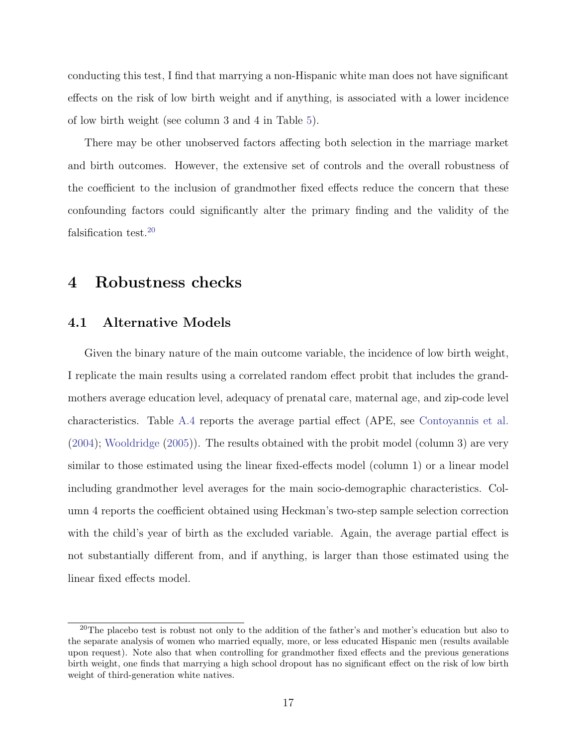conducting this test, I find that marrying a non-Hispanic white man does not have significant effects on the risk of low birth weight and if anything, is associated with a lower incidence of low birth weight (see column 3 and 4 in Table 5).

There may be other unobserved factors affecting both selection in the marriage market and birth outcomes. However, the extensive set of controls and the overall robustness of the coefficient to the inclusion of grandmother fixed effects reduce the concern that these confounding factors could significantly alter the primary finding and the validity of the falsification test.[20]

# 4 Robustness checks

## 4.1 Alternative Models

Given the binary nature of the main outcome variable, the incidence of low birth weight, I replicate the main results using a correlated random effect probit that includes the grandmothers average education level, adequacy of prenatal care, maternal age, and zip-code level characteristics. Table A.4 reports the average partial effect (APE, see Contoyannis et al. (2004); Wooldridge (2005)). The results obtained with the probit model (column 3) are very similar to those estimated using the linear fixed-effects model (column 1) or a linear model including grandmother level averages for the main socio-demographic characteristics. Column 4 reports the coefficient obtained using Heckman's two-step sample selection correction with the child's year of birth as the excluded variable. Again, the average partial effect is not substantially different from, and if anything, is larger than those estimated using the linear fixed effects model.

[20] The placebo test is robust not only to the addition of the father's and mother's education but also to the separate analysis of women who married equally, more, or less educated Hispanic men (results available upon request). Note also that when controlling for grandmother fixed effects and the previous generations birth weight, one finds that marrying a high school dropout has no significant effect on the risk of low birth weight of third-generation white natives.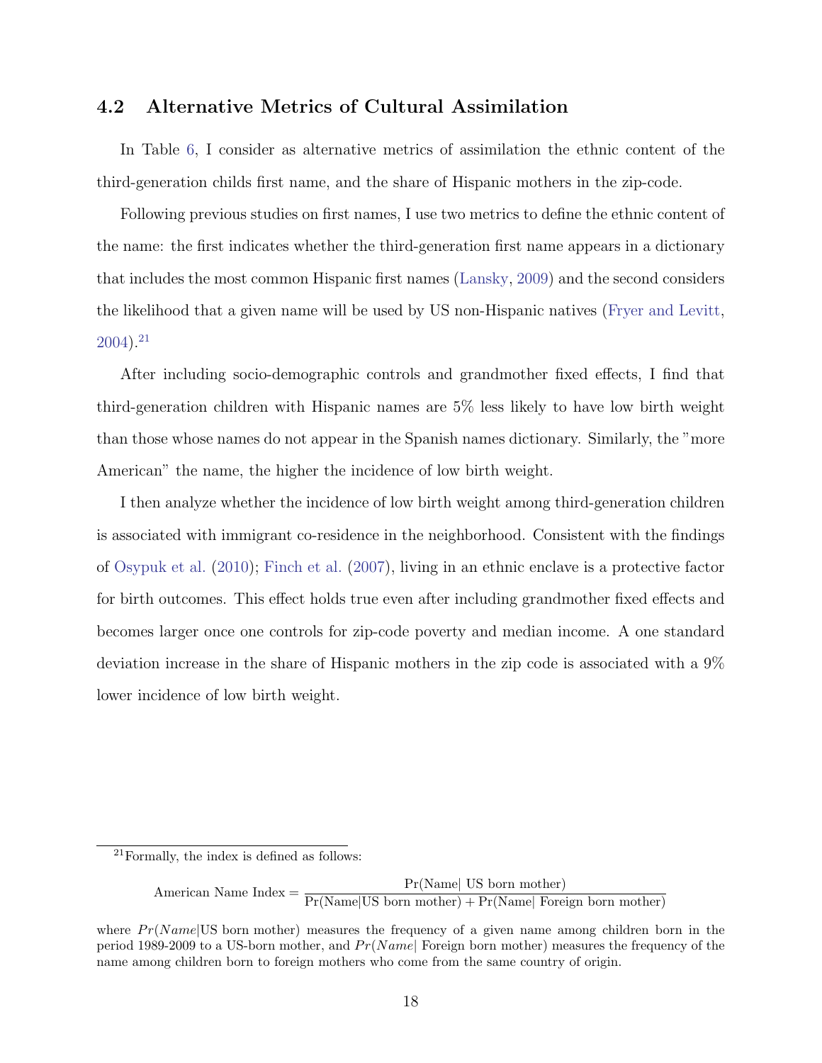### 4.2 Alternative Metrics of Cultural Assimilation

In Table 6, I consider as alternative metrics of assimilation the ethnic content of the third-generation childs first name, and the share of Hispanic mothers in the zip-code.

Following previous studies on first names, I use two metrics to define the ethnic content of the name: the first indicates whether the third-generation first name appears in a dictionary that includes the most common Hispanic first names (Lansky, 2009) and the second considers the likelihood that a given name will be used by US non-Hispanic natives (Fryer and Levitt, 2004).[21]

After including socio-demographic controls and grandmother fixed effects, I find that third-generation children with Hispanic names are 5% less likely to have low birth weight than those whose names do not appear in the Spanish names dictionary. Similarly, the "more American" the name, the higher the incidence of low birth weight.

I then analyze whether the incidence of low birth weight among third-generation children is associated with immigrant co-residence in the neighborhood. Consistent with the findings of Osypuk et al. (2010); Finch et al. (2007), living in an ethnic enclave is a protective factor for birth outcomes. This effect holds true even after including grandmother fixed effects and becomes larger once one controls for zip-code poverty and median income. A one standard deviation increase in the share of Hispanic mothers in the zip code is associated with a 9% lower incidence of low birth weight.

---

[21] Formally, the index is defined as follows:

$$\text{American Name Index} = \frac{\text{Pr(Name| US born mother)}}{\text{Pr(Name|US born mother)} + \text{Pr(Name| Foreign born mother)}}$$

where $Pr(Name|\text{US born mother})$ measures the frequency of a given name among children born in the period 1989-2009 to a US-born mother, and $Pr(Name|\text{ Foreign born mother})$ measures the frequency of the name among children born to foreign mothers who come from the same country of origin.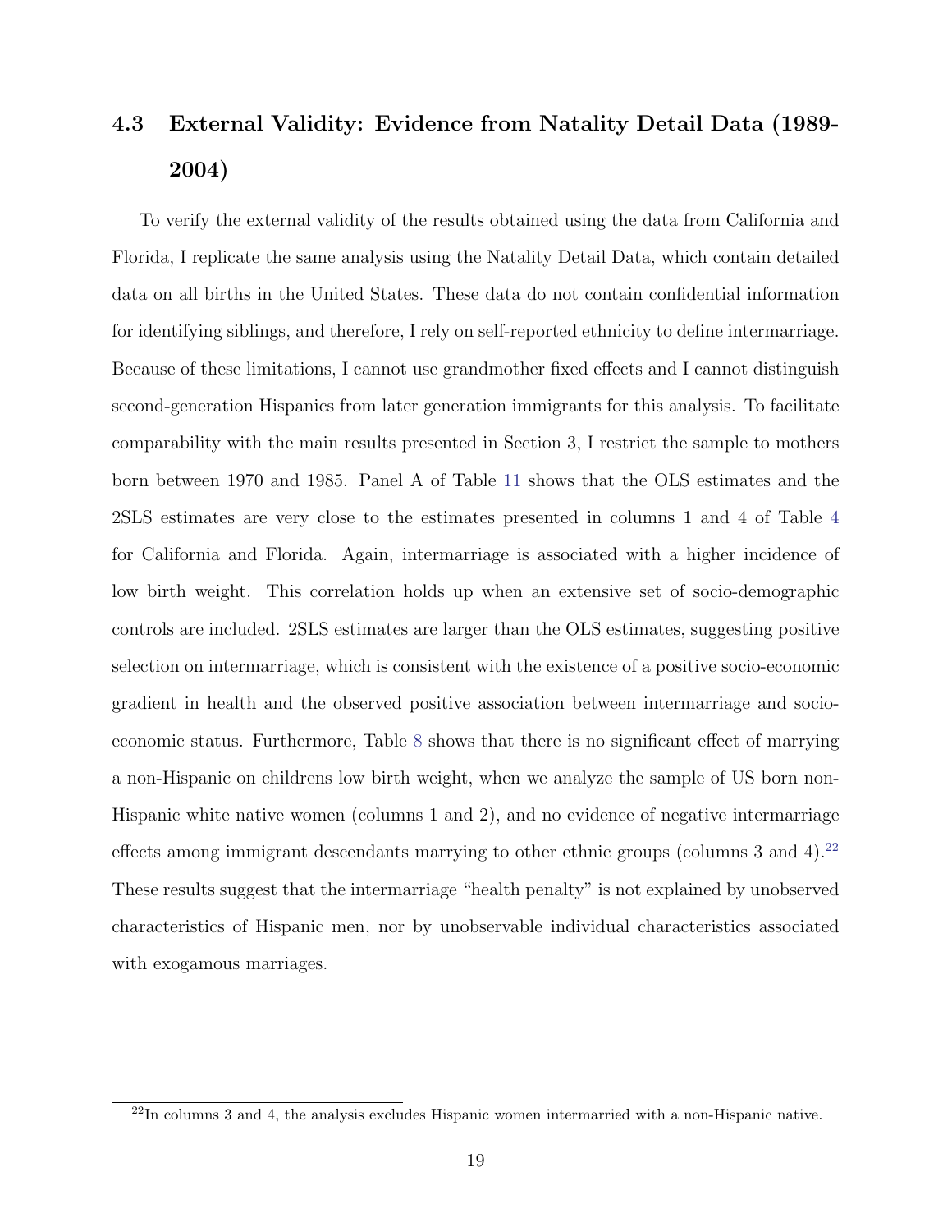## 4.3 External Validity: Evidence from Natality Detail Data (1989-2004)

To verify the external validity of the results obtained using the data from California and Florida, I replicate the same analysis using the Natality Detail Data, which contain detailed data on all births in the United States. These data do not contain confidential information for identifying siblings, and therefore, I rely on self-reported ethnicity to define intermarriage. Because of these limitations, I cannot use grandmother fixed effects and I cannot distinguish second-generation Hispanics from later generation immigrants for this analysis. To facilitate comparability with the main results presented in Section 3, I restrict the sample to mothers born between 1970 and 1985. Panel A of Table 11 shows that the OLS estimates and the 2SLS estimates are very close to the estimates presented in columns 1 and 4 of Table 4 for California and Florida. Again, intermarriage is associated with a higher incidence of low birth weight. This correlation holds up when an extensive set of socio-demographic controls are included. 2SLS estimates are larger than the OLS estimates, suggesting positive selection on intermarriage, which is consistent with the existence of a positive socio-economic gradient in health and the observed positive association between intermarriage and socio-economic status. Furthermore, Table 8 shows that there is no significant effect of marrying a non-Hispanic on childrens low birth weight, when we analyze the sample of US born non-Hispanic white native women (columns 1 and 2), and no evidence of negative intermarriage effects among immigrant descendants marrying to other ethnic groups (columns 3 and 4).[22] These results suggest that the intermarriage "health penalty" is not explained by unobserved characteristics of Hispanic men, nor by unobservable individual characteristics associated with exogamous marriages.

[22] In columns 3 and 4, the analysis excludes Hispanic women intermarried with a non-Hispanic native.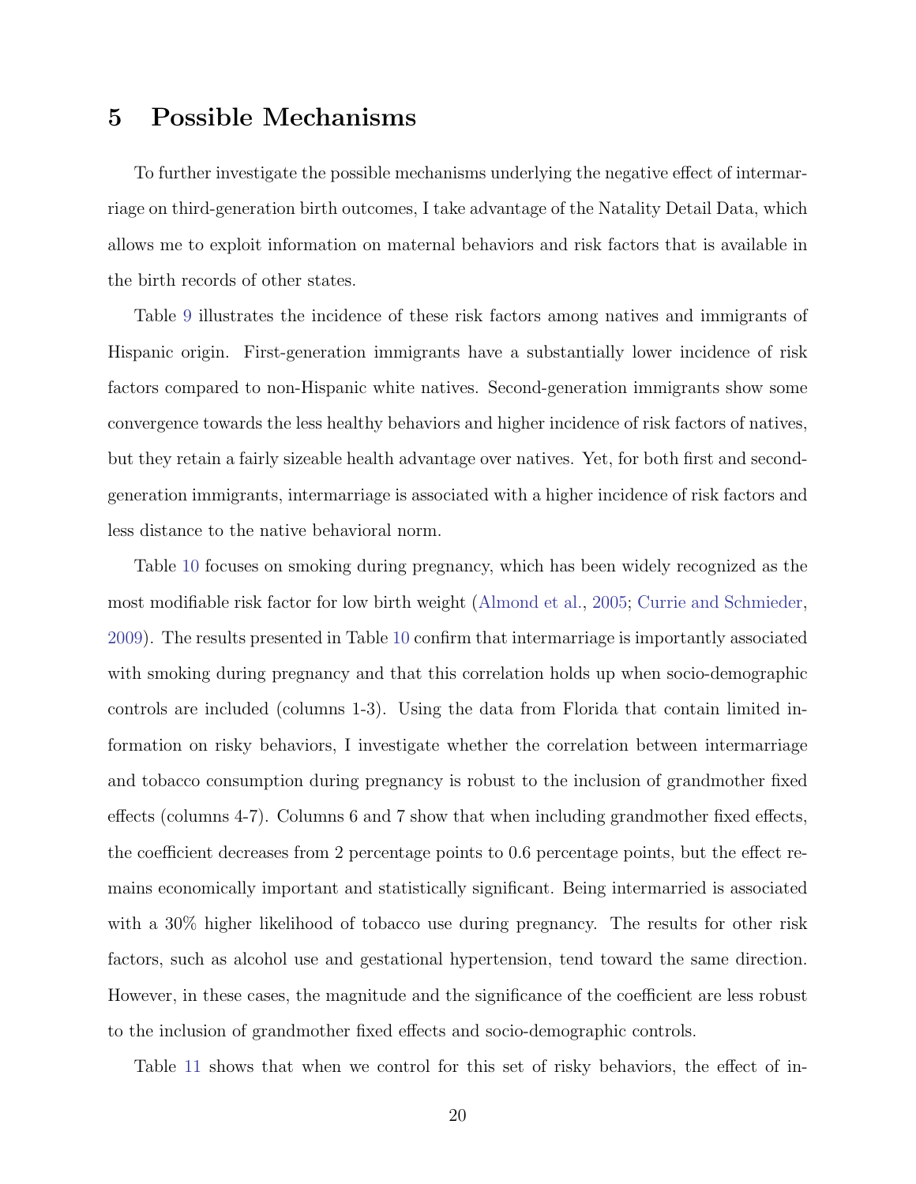## 5 Possible Mechanisms

To further investigate the possible mechanisms underlying the negative effect of intermarriage on third-generation birth outcomes, I take advantage of the Natality Detail Data, which allows me to exploit information on maternal behaviors and risk factors that is available in the birth records of other states.

Table 9 illustrates the incidence of these risk factors among natives and immigrants of Hispanic origin. First-generation immigrants have a substantially lower incidence of risk factors compared to non-Hispanic white natives. Second-generation immigrants show some convergence towards the less healthy behaviors and higher incidence of risk factors of natives, but they retain a fairly sizeable health advantage over natives. Yet, for both first and second-generation immigrants, intermarriage is associated with a higher incidence of risk factors and less distance to the native behavioral norm.

Table 10 focuses on smoking during pregnancy, which has been widely recognized as the most modifiable risk factor for low birth weight (Almond et al., 2005; Currie and Schmieder, 2009). The results presented in Table 10 confirm that intermarriage is importantly associated with smoking during pregnancy and that this correlation holds up when socio-demographic controls are included (columns 1-3). Using the data from Florida that contain limited information on risky behaviors, I investigate whether the correlation between intermarriage and tobacco consumption during pregnancy is robust to the inclusion of grandmother fixed effects (columns 4-7). Columns 6 and 7 show that when including grandmother fixed effects, the coefficient decreases from 2 percentage points to 0.6 percentage points, but the effect remains economically important and statistically significant. Being intermarried is associated with a 30% higher likelihood of tobacco use during pregnancy. The results for other risk factors, such as alcohol use and gestational hypertension, tend toward the same direction. However, in these cases, the magnitude and the significance of the coefficient are less robust to the inclusion of grandmother fixed effects and socio-demographic controls.

Table 11 shows that when we control for this set of risky behaviors, the effect of in-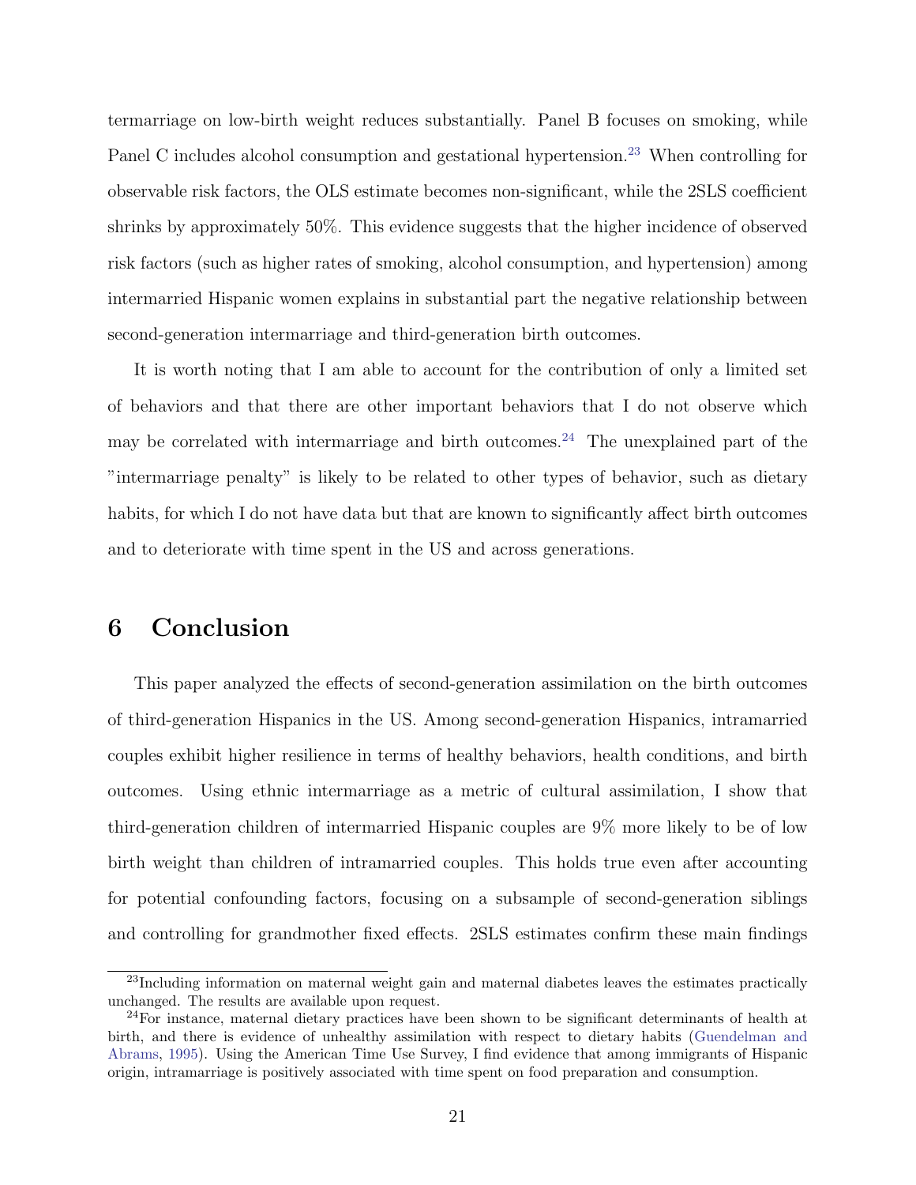termarriage on low-birth weight reduces substantially. Panel B focuses on smoking, while Panel C includes alcohol consumption and gestational hypertension.[23] When controlling for observable risk factors, the OLS estimate becomes non-significant, while the 2SLS coefficient shrinks by approximately 50%. This evidence suggests that the higher incidence of observed risk factors (such as higher rates of smoking, alcohol consumption, and hypertension) among intermarried Hispanic women explains in substantial part the negative relationship between second-generation intermarriage and third-generation birth outcomes.

It is worth noting that I am able to account for the contribution of only a limited set of behaviors and that there are other important behaviors that I do not observe which may be correlated with intermarriage and birth outcomes.[24] The unexplained part of the "intermarriage penalty" is likely to be related to other types of behavior, such as dietary habits, for which I do not have data but that are known to significantly affect birth outcomes and to deteriorate with time spent in the US and across generations.

# 6 Conclusion

This paper analyzed the effects of second-generation assimilation on the birth outcomes of third-generation Hispanics in the US. Among second-generation Hispanics, intramarried couples exhibit higher resilience in terms of healthy behaviors, health conditions, and birth outcomes. Using ethnic intermarriage as a metric of cultural assimilation, I show that third-generation children of intermarried Hispanic couples are 9% more likely to be of low birth weight than children of intramarried couples. This holds true even after accounting for potential confounding factors, focusing on a subsample of second-generation siblings and controlling for grandmother fixed effects. 2SLS estimates confirm these main findings

[23] Including information on maternal weight gain and maternal diabetes leaves the estimates practically unchanged. The results are available upon request.

[24] For instance, maternal dietary practices have been shown to be significant determinants of health at birth, and there is evidence of unhealthy assimilation with respect to dietary habits (Guendelman and Abrams, 1995). Using the American Time Use Survey, I find evidence that among immigrants of Hispanic origin, intramarriage is positively associated with time spent on food preparation and consumption.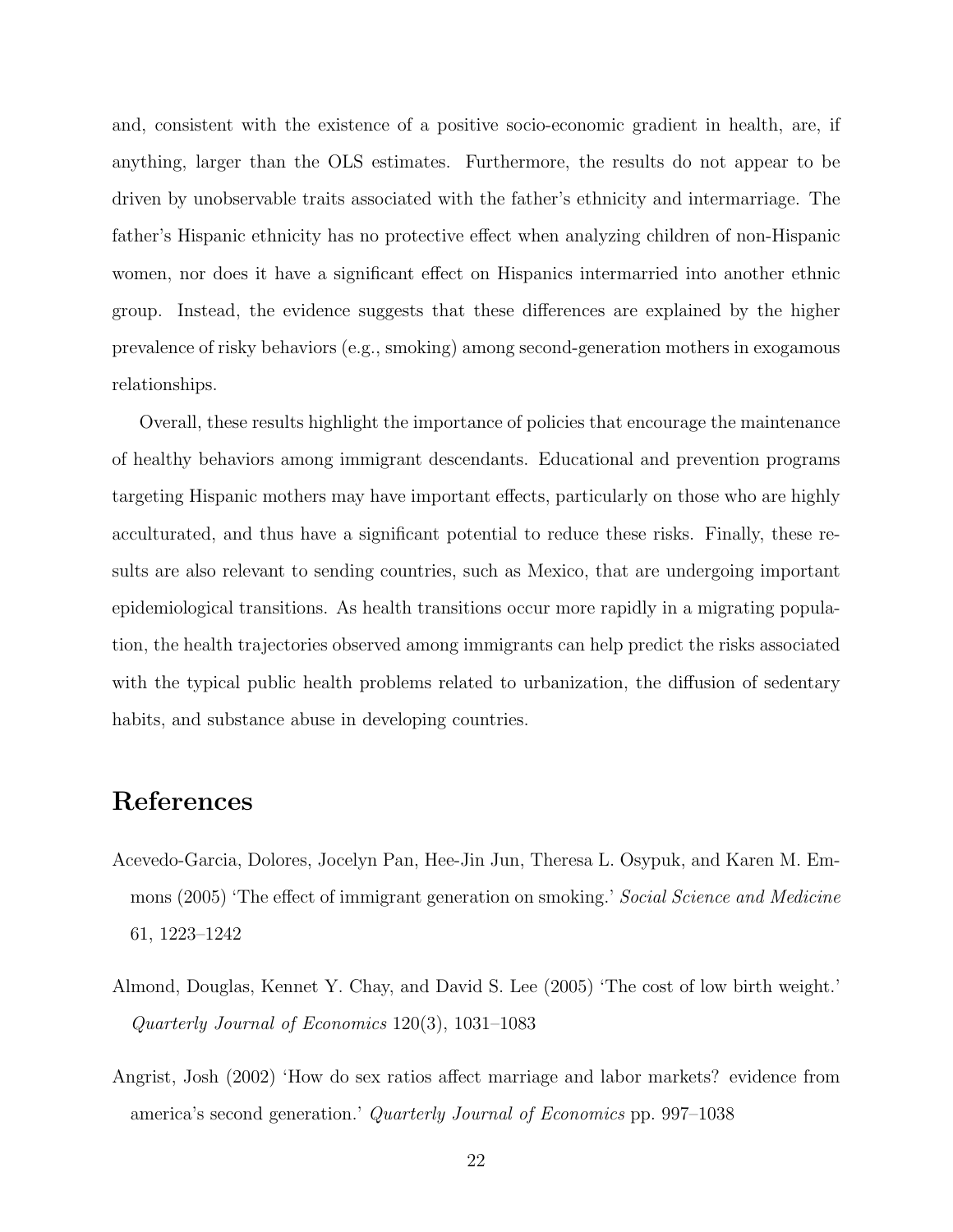and, consistent with the existence of a positive socio-economic gradient in health, are, if anything, larger than the OLS estimates. Furthermore, the results do not appear to be driven by unobservable traits associated with the father's ethnicity and intermarriage. The father's Hispanic ethnicity has no protective effect when analyzing children of non-Hispanic women, nor does it have a significant effect on Hispanics intermarried into another ethnic group. Instead, the evidence suggests that these differences are explained by the higher prevalence of risky behaviors (e.g., smoking) among second-generation mothers in exogamous relationships.

Overall, these results highlight the importance of policies that encourage the maintenance of healthy behaviors among immigrant descendants. Educational and prevention programs targeting Hispanic mothers may have important effects, particularly on those who are highly acculturated, and thus have a significant potential to reduce these risks. Finally, these results are also relevant to sending countries, such as Mexico, that are undergoing important epidemiological transitions. As health transitions occur more rapidly in a migrating population, the health trajectories observed among immigrants can help predict the risks associated with the typical public health problems related to urbanization, the diffusion of sedentary habits, and substance abuse in developing countries.

# References

Acevedo-Garcia, Dolores, Jocelyn Pan, Hee-Jin Jun, Theresa L. Osypuk, and Karen M. Emmons (2005) 'The effect of immigrant generation on smoking.' *Social Science and Medicine* 61, 1223–1242

Almond, Douglas, Kennet Y. Chay, and David S. Lee (2005) 'The cost of low birth weight.' *Quarterly Journal of Economics* 120(3), 1031–1083

Angrist, Josh (2002) 'How do sex ratios affect marriage and labor markets? evidence from america's second generation.' *Quarterly Journal of Economics* pp. 997–1038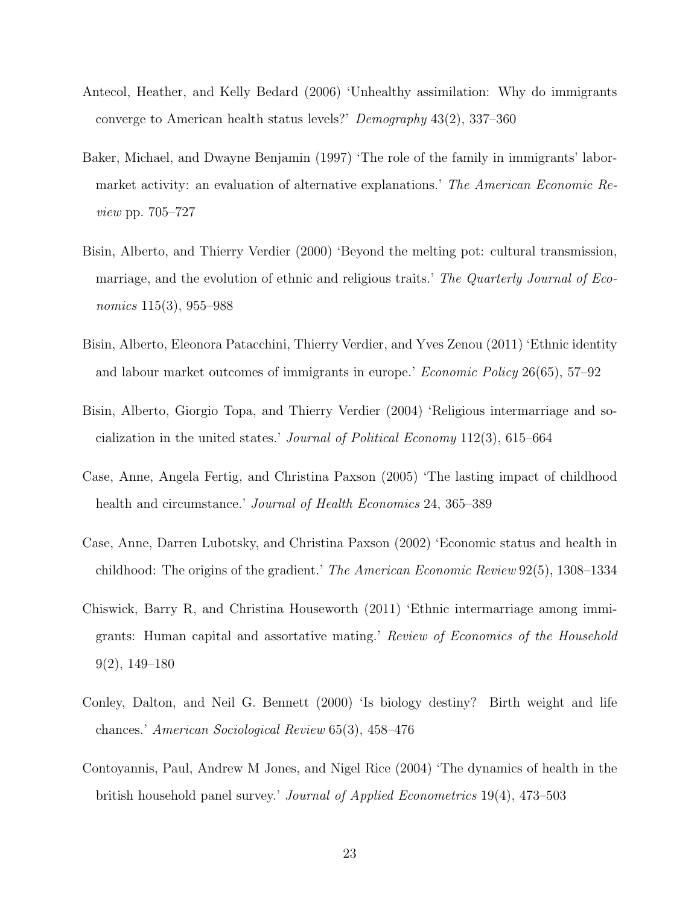Antecol, Heather, and Kelly Bedard (2006) 'Unhealthy assimilation: Why do immigrants converge to American health status levels?' *Demography* 43(2), 337–360

Baker, Michael, and Dwayne Benjamin (1997) 'The role of the family in immigrants' labor-market activity: an evaluation of alternative explanations.' *The American Economic Review* pp. 705–727

Bisin, Alberto, and Thierry Verdier (2000) 'Beyond the melting pot: cultural transmission, marriage, and the evolution of ethnic and religious traits.' *The Quarterly Journal of Economics* 115(3), 955–988

Bisin, Alberto, Eleonora Patacchini, Thierry Verdier, and Yves Zenou (2011) 'Ethnic identity and labour market outcomes of immigrants in europe.' *Economic Policy* 26(65), 57–92

Bisin, Alberto, Giorgio Topa, and Thierry Verdier (2004) 'Religious intermarriage and socialization in the united states.' *Journal of Political Economy* 112(3), 615–664

Case, Anne, Angela Fertig, and Christina Paxson (2005) 'The lasting impact of childhood health and circumstance.' *Journal of Health Economics* 24, 365–389

Case, Anne, Darren Lubotsky, and Christina Paxson (2002) 'Economic status and health in childhood: The origins of the gradient.' *The American Economic Review* 92(5), 1308–1334

Chiswick, Barry R, and Christina Houseworth (2011) 'Ethnic intermarriage among immigrants: Human capital and assortative mating.' *Review of Economics of the Household* 9(2), 149–180

Conley, Dalton, and Neil G. Bennett (2000) 'Is biology destiny? Birth weight and life chances.' *American Sociological Review* 65(3), 458–476

Contoyannis, Paul, Andrew M Jones, and Nigel Rice (2004) 'The dynamics of health in the british household panel survey.' *Journal of Applied Econometrics* 19(4), 473–503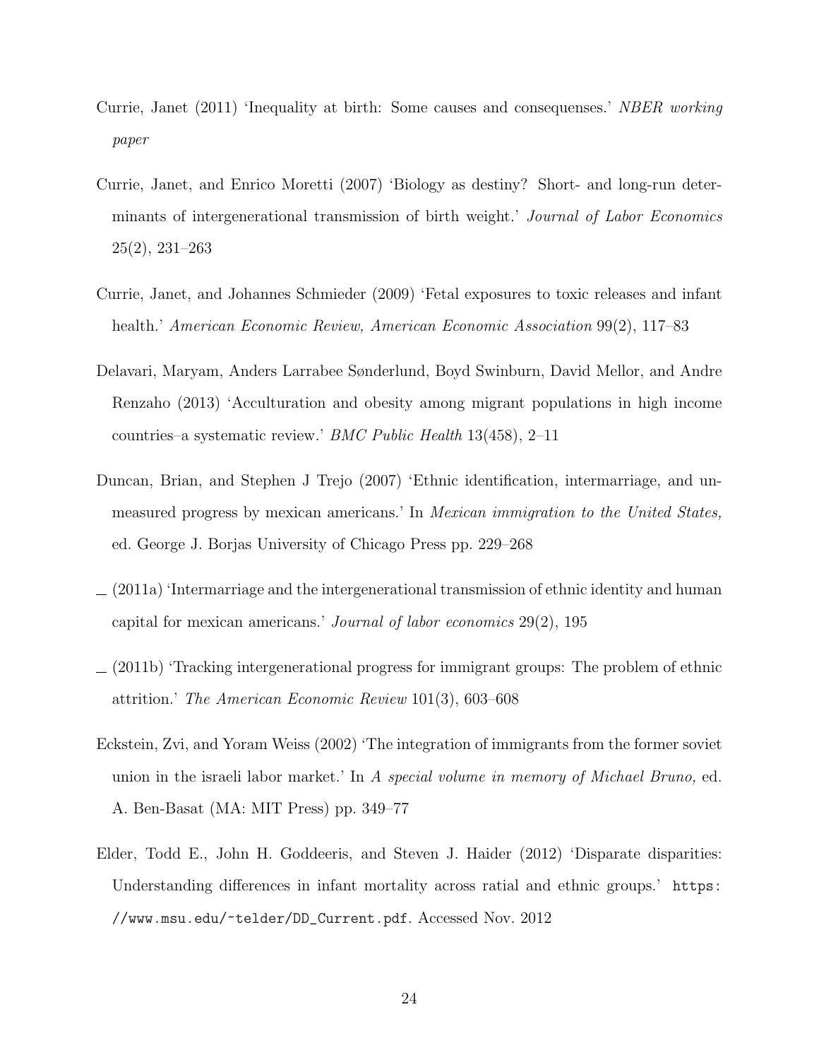Currie, Janet (2011) 'Inequality at birth: Some causes and consequenses.' *NBER working paper*

Currie, Janet, and Enrico Moretti (2007) 'Biology as destiny? Short- and long-run determinants of intergenerational transmission of birth weight.' *Journal of Labor Economics* 25(2), 231–263

Currie, Janet, and Johannes Schmieder (2009) 'Fetal exposures to toxic releases and infant health.' *American Economic Review, American Economic Association* 99(2), 117–83

Delavari, Maryam, Anders Larrabee Sønderlund, Boyd Swinburn, David Mellor, and Andre Renzaho (2013) 'Acculturation and obesity among migrant populations in high income countries–a systematic review.' *BMC Public Health* 13(458), 2–11

Duncan, Brian, and Stephen J Trejo (2007) 'Ethnic identification, intermarriage, and unmeasured progress by mexican americans.' In *Mexican immigration to the United States,* ed. George J. Borjas University of Chicago Press pp. 229–268

_ (2011a) 'Intermarriage and the intergenerational transmission of ethnic identity and human capital for mexican americans.' *Journal of labor economics* 29(2), 195

_ (2011b) 'Tracking intergenerational progress for immigrant groups: The problem of ethnic attrition.' *The American Economic Review* 101(3), 603–608

Eckstein, Zvi, and Yoram Weiss (2002) 'The integration of immigrants from the former soviet union in the israeli labor market.' In *A special volume in memory of Michael Bruno,* ed. A. Ben-Basat (MA: MIT Press) pp. 349–77

Elder, Todd E., John H. Goddeeris, and Steven J. Haider (2012) 'Disparate disparities: Understanding differences in infant mortality across ratial and ethnic groups.' https://www.msu.edu/~telder/DD_Current.pdf. Accessed Nov. 2012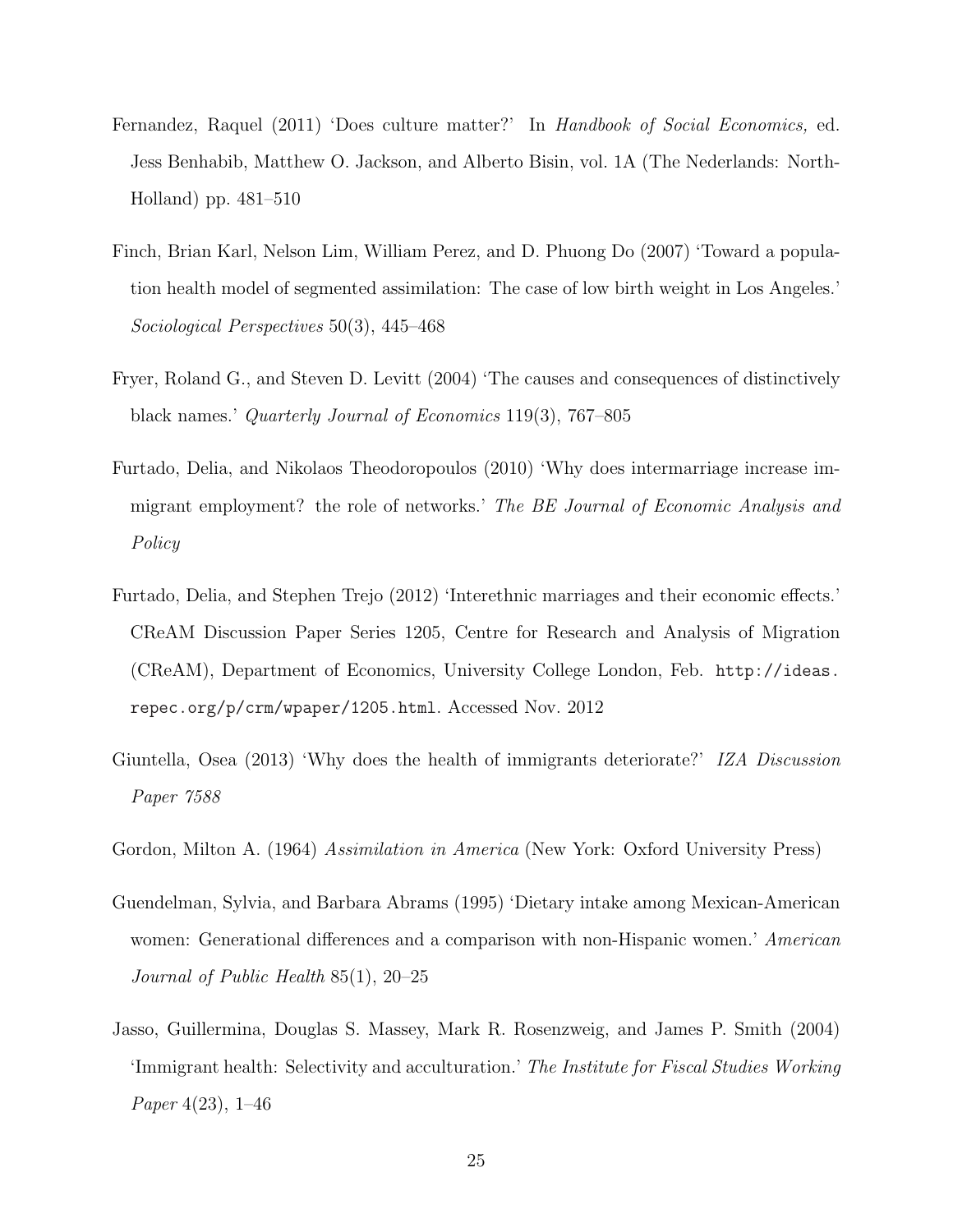Fernandez, Raquel (2011) 'Does culture matter?' In *Handbook of Social Economics,* ed. Jess Benhabib, Matthew O. Jackson, and Alberto Bisin, vol. 1A (The Nederlands: North-Holland) pp. 481–510

Finch, Brian Karl, Nelson Lim, William Perez, and D. Phuong Do (2007) 'Toward a population health model of segmented assimilation: The case of low birth weight in Los Angeles.' *Sociological Perspectives* 50(3), 445–468

Fryer, Roland G., and Steven D. Levitt (2004) 'The causes and consequences of distinctively black names.' *Quarterly Journal of Economics* 119(3), 767–805

Furtado, Delia, and Nikolaos Theodoropoulos (2010) 'Why does intermarriage increase immigrant employment? the role of networks.' *The BE Journal of Economic Analysis and Policy*

Furtado, Delia, and Stephen Trejo (2012) 'Interethnic marriages and their economic effects.' CReAM Discussion Paper Series 1205, Centre for Research and Analysis of Migration (CReAM), Department of Economics, University College London, Feb. http://ideas.repec.org/p/crm/wpaper/1205.html. Accessed Nov. 2012

Giuntella, Osea (2013) 'Why does the health of immigrants deteriorate?' *IZA Discussion Paper 7588*

Gordon, Milton A. (1964) *Assimilation in America* (New York: Oxford University Press)

Guendelman, Sylvia, and Barbara Abrams (1995) 'Dietary intake among Mexican-American women: Generational differences and a comparison with non-Hispanic women.' *American Journal of Public Health* 85(1), 20–25

Jasso, Guillermina, Douglas S. Massey, Mark R. Rosenzweig, and James P. Smith (2004) 'Immigrant health: Selectivity and acculturation.' *The Institute for Fiscal Studies Working Paper* 4(23), 1–46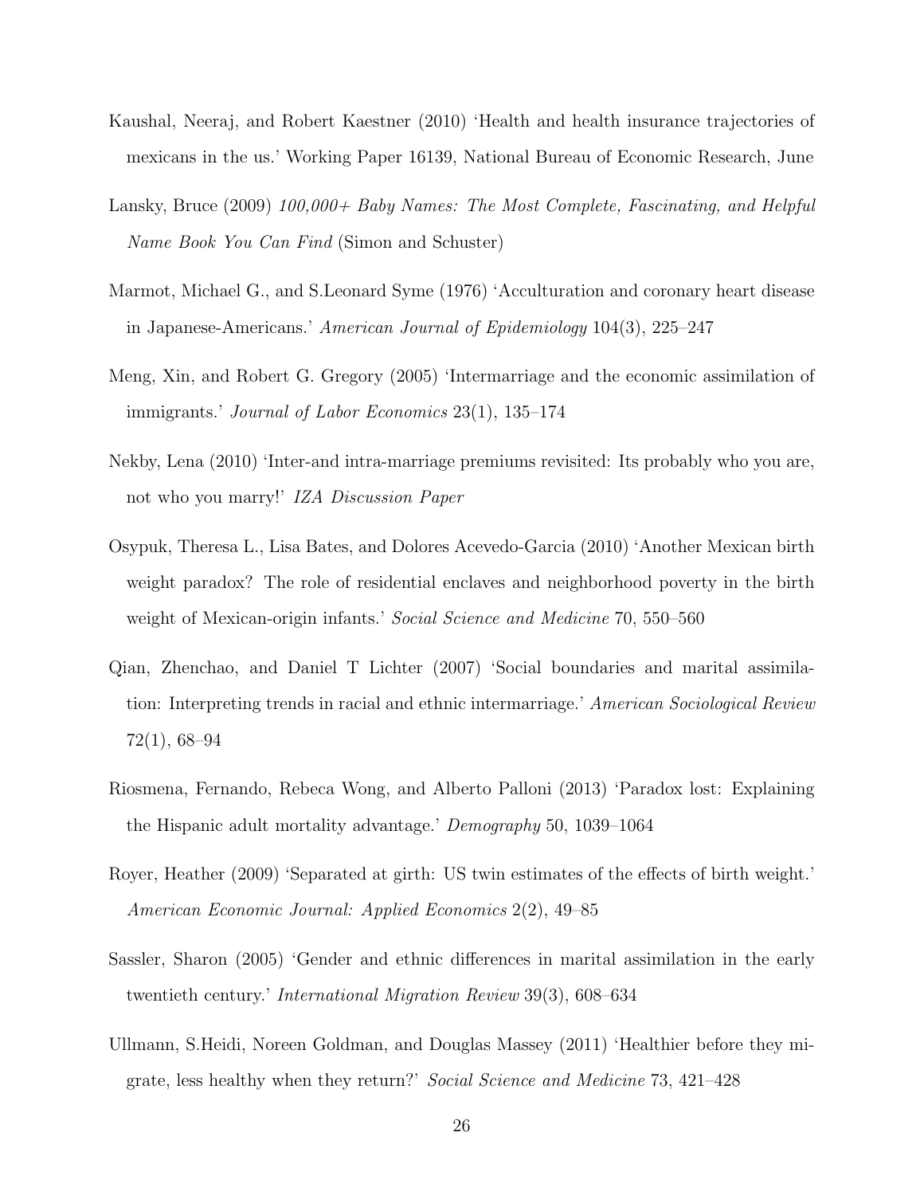Kaushal, Neeraj, and Robert Kaestner (2010) 'Health and health insurance trajectories of mexicans in the us.' Working Paper 16139, National Bureau of Economic Research, June

Lansky, Bruce (2009) *100,000+ Baby Names: The Most Complete, Fascinating, and Helpful Name Book You Can Find* (Simon and Schuster)

Marmot, Michael G., and S.Leonard Syme (1976) 'Acculturation and coronary heart disease in Japanese-Americans.' *American Journal of Epidemiology* 104(3), 225–247

Meng, Xin, and Robert G. Gregory (2005) 'Intermarriage and the economic assimilation of immigrants.' *Journal of Labor Economics* 23(1), 135–174

Nekby, Lena (2010) 'Inter-and intra-marriage premiums revisited: Its probably who you are, not who you marry!' *IZA Discussion Paper*

Osypuk, Theresa L., Lisa Bates, and Dolores Acevedo-Garcia (2010) 'Another Mexican birth weight paradox? The role of residential enclaves and neighborhood poverty in the birth weight of Mexican-origin infants.' *Social Science and Medicine* 70, 550–560

Qian, Zhenchao, and Daniel T Lichter (2007) 'Social boundaries and marital assimilation: Interpreting trends in racial and ethnic intermarriage.' *American Sociological Review* 72(1), 68–94

Riosmena, Fernando, Rebeca Wong, and Alberto Palloni (2013) 'Paradox lost: Explaining the Hispanic adult mortality advantage.' *Demography* 50, 1039–1064

Royer, Heather (2009) 'Separated at girth: US twin estimates of the effects of birth weight.' *American Economic Journal: Applied Economics* 2(2), 49–85

Sassler, Sharon (2005) 'Gender and ethnic differences in marital assimilation in the early twentieth century.' *International Migration Review* 39(3), 608–634

Ullmann, S.Heidi, Noreen Goldman, and Douglas Massey (2011) 'Healthier before they migrate, less healthy when they return?' *Social Science and Medicine* 73, 421–428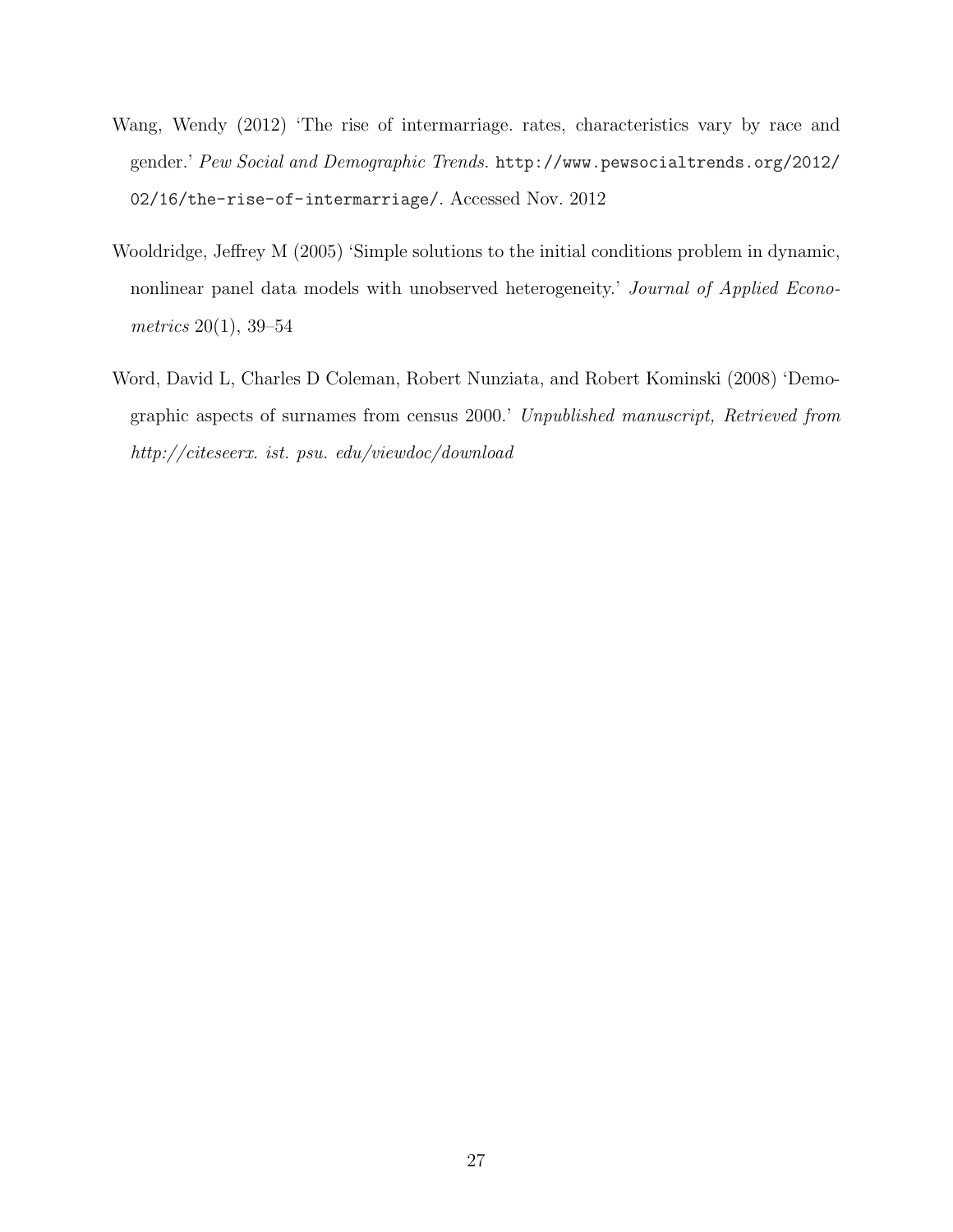Wang, Wendy (2012) 'The rise of intermarriage. rates, characteristics vary by race and gender.' *Pew Social and Demographic Trends.* http://www.pewsocialtrends.org/2012/02/16/the-rise-of-intermarriage/. Accessed Nov. 2012

Wooldridge, Jeffrey M (2005) 'Simple solutions to the initial conditions problem in dynamic, nonlinear panel data models with unobserved heterogeneity.' *Journal of Applied Econometrics* 20(1), 39–54

Word, David L, Charles D Coleman, Robert Nunziata, and Robert Kominski (2008) 'Demographic aspects of surnames from census 2000.' *Unpublished manuscript, Retrieved from http://citeseerx. ist. psu. edu/viewdoc/download*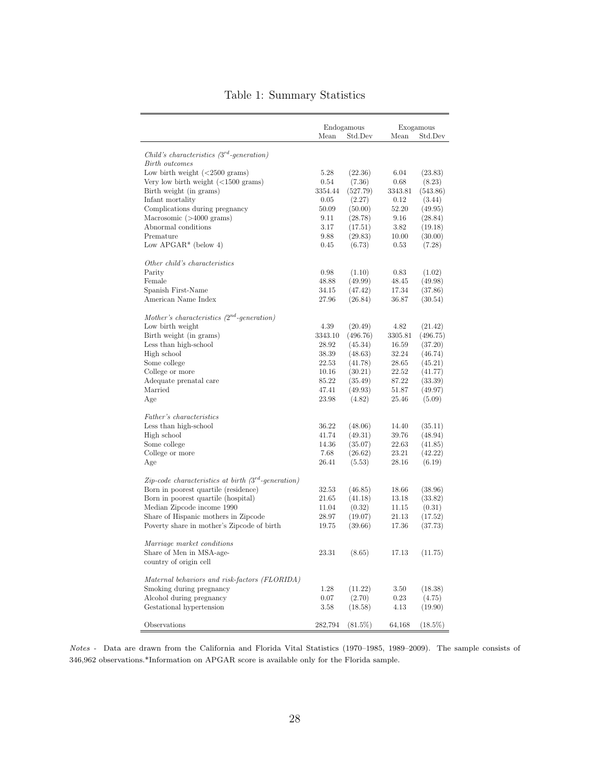# Table 1: Summary Statistics

| | Endogamous | | Exogamous | |
|---|---|---|---|---|
| | Mean | Std.Dev | Mean | Std.Dev |
| *Child's characteristics ($3^{rd}$-generation)* | | | | |
| *Birth outcomes* | | | | |
| Low birth weight (<2500 grams) | 5.28 | (22.36) | 6.04 | (23.83) |
| Very low birth weight (<1500 grams) | 0.54 | (7.36) | 0.68 | (8.23) |
| Birth weight (in grams) | 3354.44 | (527.79) | 3343.81 | (543.86) |
| Infant mortality | 0.05 | (2.27) | 0.12 | (3.44) |
| Complications during pregnancy | 50.09 | (50.00) | 52.20 | (49.95) |
| Macrosomic (>4000 grams) | 9.11 | (28.78) | 9.16 | (28.84) |
| Abnormal conditions | 3.17 | (17.51) | 3.82 | (19.18) |
| Premature | 9.88 | (29.83) | 10.00 | (30.00) |
| Low APGAR* (below 4) | 0.45 | (6.73) | 0.53 | (7.28) |
| *Other child's characteristics* | | | | |
| Parity | 0.98 | (1.10) | 0.83 | (1.02) |
| Female | 48.88 | (49.99) | 48.45 | (49.98) |
| Spanish First-Name | 34.15 | (47.42) | 17.34 | (37.86) |
| American Name Index | 27.96 | (26.84) | 36.87 | (30.54) |
| *Mother's characteristics ($2^{nd}$-generation)* | | | | |
| Low birth weight | 4.39 | (20.49) | 4.82 | (21.42) |
| Birth weight (in grams) | 3343.10 | (496.76) | 3305.81 | (496.75) |
| Less than high-school | 28.92 | (45.34) | 16.59 | (37.20) |
| High school | 38.39 | (48.63) | 32.24 | (46.74) |
| Some college | 22.53 | (41.78) | 28.65 | (45.21) |
| College or more | 10.16 | (30.21) | 22.52 | (41.77) |
| Adequate prenatal care | 85.22 | (35.49) | 87.22 | (33.39) |
| Married | 47.41 | (49.93) | 51.87 | (49.97) |
| Age | 23.98 | (4.82) | 25.46 | (5.09) |
| *Father's characteristics* | | | | |
| Less than high-school | 36.22 | (48.06) | 14.40 | (35.11) |
| High school | 41.74 | (49.31) | 39.76 | (48.94) |
| Some college | 14.36 | (35.07) | 22.63 | (41.85) |
| College or more | 7.68 | (26.62) | 23.21 | (42.22) |
| Age | 26.41 | (5.53) | 28.16 | (6.19) |
| *Zip-code characteristics at birth ($3^{rd}$-generation)* | | | | |
| Born in poorest quartile (residence) | 32.53 | (46.85) | 18.66 | (38.96) |
| Born in poorest quartile (hospital) | 21.65 | (41.18) | 13.18 | (33.82) |
| Median Zipcode income 1990 | 11.04 | (0.32) | 11.15 | (0.31) |
| Share of Hispanic mothers in Zipcode | 28.97 | (19.07) | 21.13 | (17.52) |
| Poverty share in mother's Zipcode of birth | 19.75 | (39.66) | 17.36 | (37.73) |
| *Marriage market conditions* | | | | |
| Share of Men in MSA-age-country of origin cell | 23.31 | (8.65) | 17.13 | (11.75) |
| *Maternal behaviors and risk-factors (FLORIDA)* | | | | |
| Smoking during pregnancy | 1.28 | (11.22) | 3.50 | (18.38) |
| Alcohol during pregnancy | 0.07 | (2.70) | 0.23 | (4.75) |
| Gestational hypertension | 3.58 | (18.58) | 4.13 | (19.90) |
| Observations | 282,794 | (81.5%) | 64,168 | (18.5%) |

*Notes* - Data are drawn from the California and Florida Vital Statistics (1970–1985, 1989–2009). The sample consists of 346,962 observations.*Information on APGAR score is available only for the Florida sample.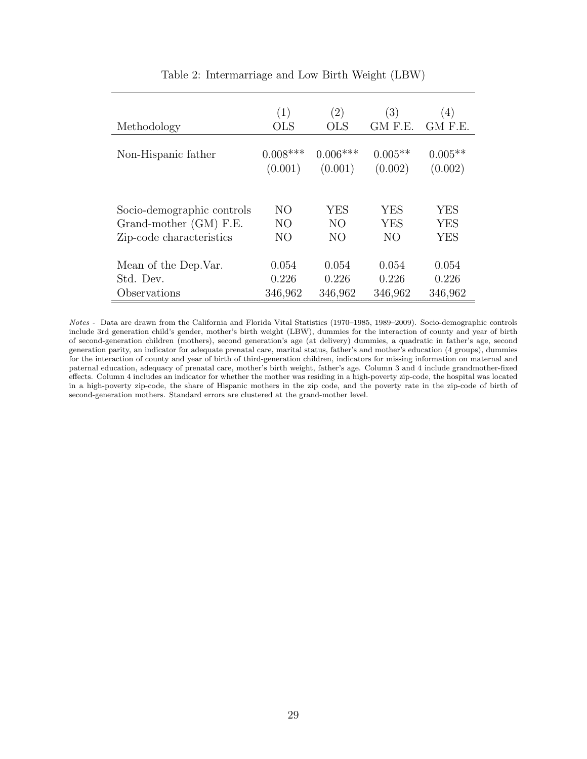Table 2: Intermarriage and Low Birth Weight (LBW)

| | (1) | (2) | (3) | (4) |
|---|---|---|---|---|
| Methodology | OLS | OLS | GM F.E. | GM F.E. |
| Non-Hispanic father | 0.008*** | 0.006*** | 0.005** | 0.005** |
| | (0.001) | (0.001) | (0.002) | (0.002) |
| Socio-demographic controls | NO | YES | YES | YES |
| Grand-mother (GM) F.E. | NO | NO | YES | YES |
| Zip-code characteristics | NO | NO | NO | YES |
| Mean of the Dep.Var. | 0.054 | 0.054 | 0.054 | 0.054 |
| Std. Dev. | 0.226 | 0.226 | 0.226 | 0.226 |
| Observations | 346,962 | 346,962 | 346,962 | 346,962 |

*Notes* - Data are drawn from the California and Florida Vital Statistics (1970–1985, 1989–2009). Socio-demographic controls include 3rd generation child's gender, mother's birth weight (LBW), dummies for the interaction of county and year of birth of second-generation children (mothers), second generation's age (at delivery) dummies, a quadratic in father's age, second generation parity, an indicator for adequate prenatal care, marital status, father's and mother's education (4 groups), dummies for the interaction of county and year of birth of third-generation children, indicators for missing information on maternal and paternal education, adequacy of prenatal care, mother's birth weight, father's age. Column 3 and 4 include grandmother-fixed effects. Column 4 includes an indicator for whether the mother was residing in a high-poverty zip-code, the hospital was located in a high-poverty zip-code, the share of Hispanic mothers in the zip code, and the poverty rate in the zip-code of birth of second-generation mothers. Standard errors are clustered at the grand-mother level.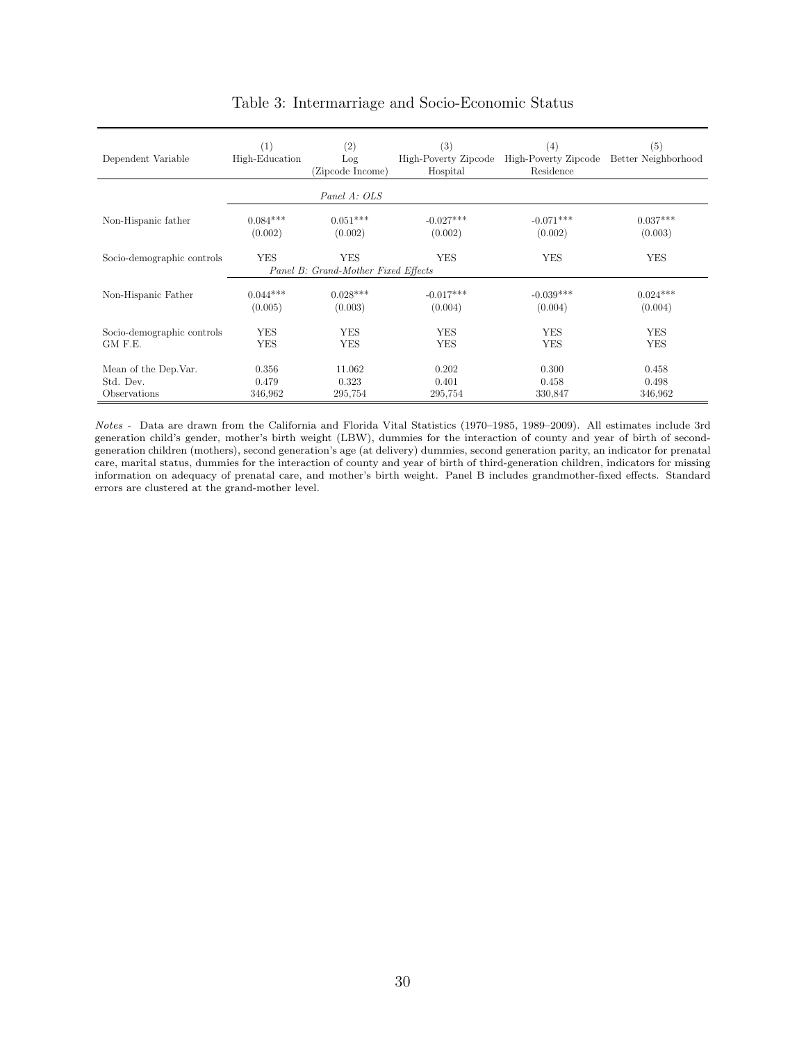# Table 3: Intermarriage and Socio-Economic Status

| Dependent Variable | (1) High-Education | (2) Log (Zipcode Income) | (3) High-Poverty Zipcode Hospital | (4) High-Poverty Zipcode Residence | (5) Better Neighborhood |
|---|---|---|---|---|---|
| | | *Panel A: OLS* | | | |
| Non-Hispanic father | 0.084*** | 0.051*** | -0.027*** | -0.071*** | 0.037*** |
| | (0.002) | (0.002) | (0.002) | (0.002) | (0.003) |
| Socio-demographic controls | YES | YES | YES | YES | YES |
| | | *Panel B: Grand-Mother Fixed Effects* | | | |
| Non-Hispanic Father | 0.044*** | 0.028*** | -0.017*** | -0.039*** | 0.024*** |
| | (0.005) | (0.003) | (0.004) | (0.004) | (0.004) |
| Socio-demographic controls | YES | YES | YES | YES | YES |
| GM F.E. | YES | YES | YES | YES | YES |
| Mean of the Dep.Var. | 0.356 | 11.062 | 0.202 | 0.300 | 0.458 |
| Std. Dev. | 0.479 | 0.323 | 0.401 | 0.458 | 0.498 |
| Observations | 346,962 | 295,754 | 295,754 | 330,847 | 346,962 |

*Notes* - Data are drawn from the California and Florida Vital Statistics (1970–1985, 1989–2009). All estimates include 3rd generation child's gender, mother's birth weight (LBW), dummies for the interaction of county and year of birth of second-generation children (mothers), second generation's age (at delivery) dummies, second generation parity, an indicator for prenatal care, marital status, dummies for the interaction of county and year of birth of third-generation children, indicators for missing information on adequacy of prenatal care, and mother's birth weight. Panel B includes grandmother-fixed effects. Standard errors are clustered at the grand-mother level.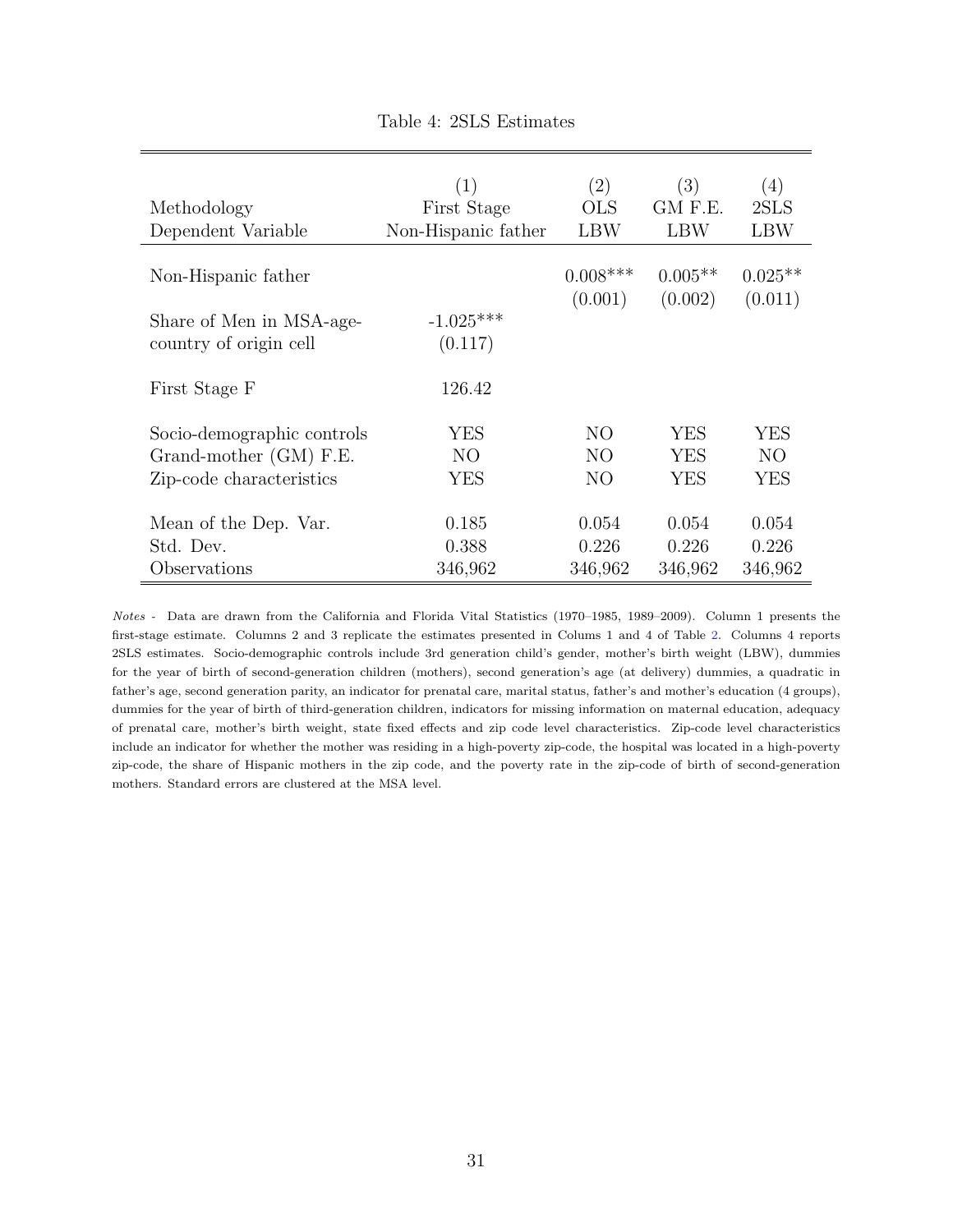Table 4: 2SLS Estimates

| | (1) | (2) | (3) | (4) |
|---|---|---|---|---|
| Methodology | First Stage | OLS | GM F.E. | 2SLS |
| Dependent Variable | Non-Hispanic father | LBW | LBW | LBW |
| Non-Hispanic father | | 0.008*** | 0.005** | 0.025** |
| | | (0.001) | (0.002) | (0.011) |
| Share of Men in MSA-age-country of origin cell | -1.025*** | | | |
| | (0.117) | | | |
| First Stage F | 126.42 | | | |
| Socio-demographic controls | YES | NO | YES | YES |
| Grand-mother (GM) F.E. | NO | NO | YES | NO |
| Zip-code characteristics | YES | NO | YES | YES |
| Mean of the Dep. Var. | 0.185 | 0.054 | 0.054 | 0.054 |
| Std. Dev. | 0.388 | 0.226 | 0.226 | 0.226 |
| Observations | 346,962 | 346,962 | 346,962 | 346,962 |

*Notes -* Data are drawn from the California and Florida Vital Statistics (1970–1985, 1989–2009). Column 1 presents the first-stage estimate. Columns 2 and 3 replicate the estimates presented in Colums 1 and 4 of Table 2. Columns 4 reports 2SLS estimates. Socio-demographic controls include 3rd generation child's gender, mother's birth weight (LBW), dummies for the year of birth of second-generation children (mothers), second generation's age (at delivery) dummies, a quadratic in father's age, second generation parity, an indicator for prenatal care, marital status, father's and mother's education (4 groups), dummies for the year of birth of third-generation children, indicators for missing information on maternal education, adequacy of prenatal care, mother's birth weight, state fixed effects and zip code level characteristics. Zip-code level characteristics include an indicator for whether the mother was residing in a high-poverty zip-code, the hospital was located in a high-poverty zip-code, the share of Hispanic mothers in the zip code, and the poverty rate in the zip-code of birth of second-generation mothers. Standard errors are clustered at the MSA level.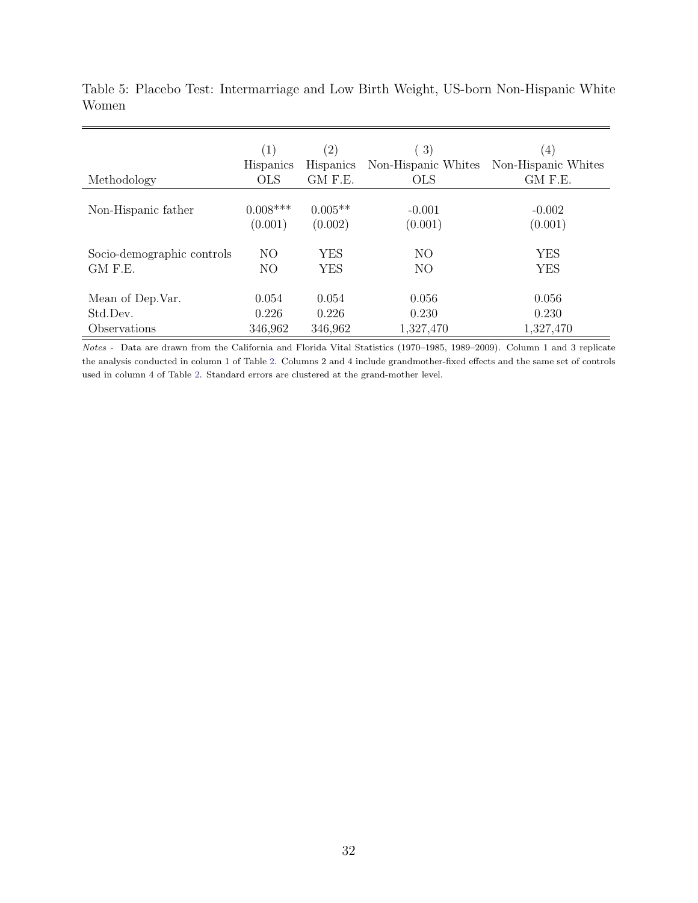Table 5: Placebo Test: Intermarriage and Low Birth Weight, US-born Non-Hispanic White Women

| | (1) | (2) | ( 3) | (4) |
|---|---|---|---|---|
| | Hispanics | Hispanics | Non-Hispanic Whites | Non-Hispanic Whites |
| Methodology | OLS | GM F.E. | OLS | GM F.E. |
| Non-Hispanic father | 0.008*** | 0.005** | -0.001 | -0.002 |
| | (0.001) | (0.002) | (0.001) | (0.001) |
| Socio-demographic controls | NO | YES | NO | YES |
| GM F.E. | NO | YES | NO | YES |
| Mean of Dep.Var. | 0.054 | 0.054 | 0.056 | 0.056 |
| Std.Dev. | 0.226 | 0.226 | 0.230 | 0.230 |
| Observations | 346,962 | 346,962 | 1,327,470 | 1,327,470 |

*Notes* - Data are drawn from the California and Florida Vital Statistics (1970–1985, 1989–2009). Column 1 and 3 replicate the analysis conducted in column 1 of Table 2. Columns 2 and 4 include grandmother-fixed effects and the same set of controls used in column 4 of Table 2. Standard errors are clustered at the grand-mother level.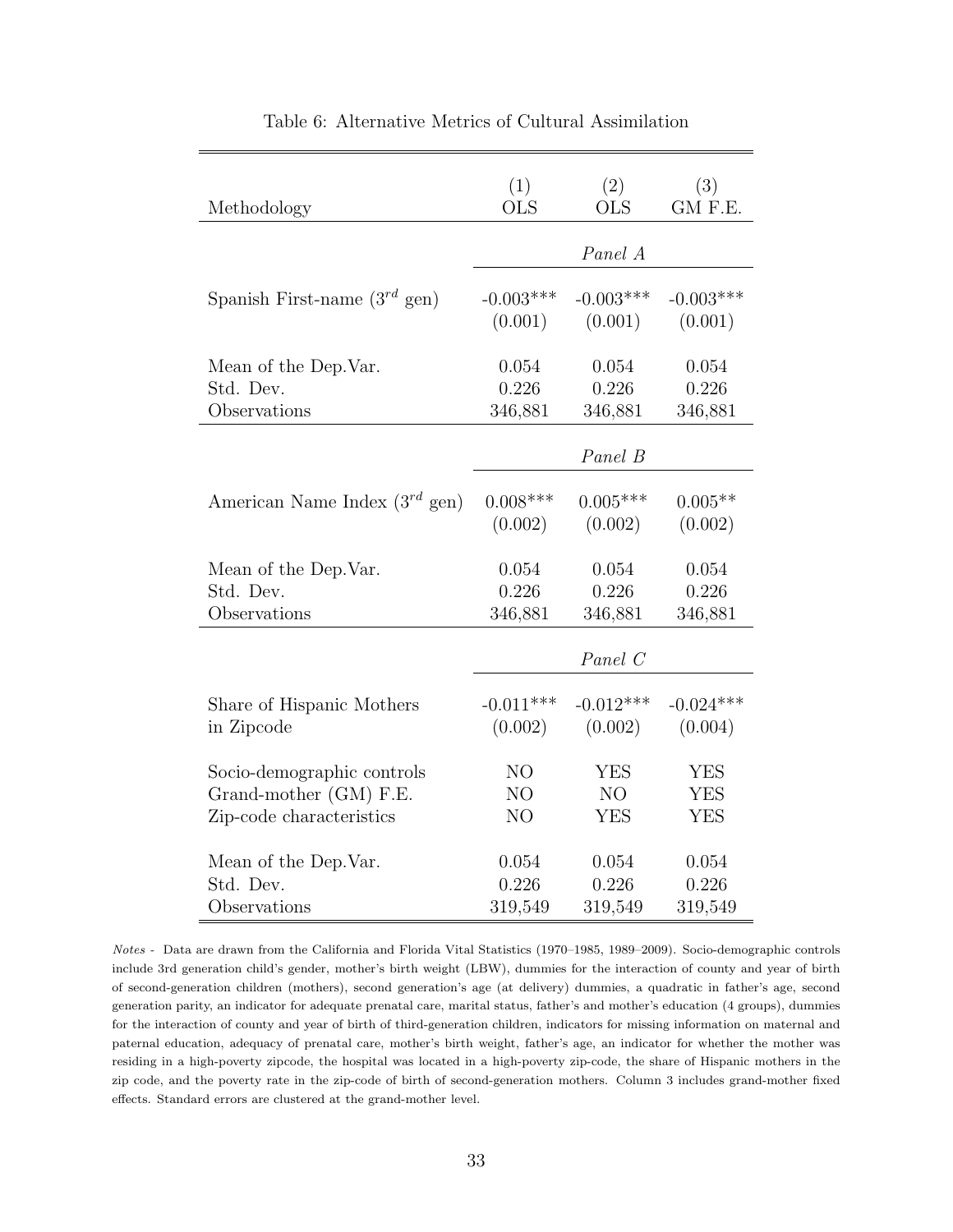Table 6: Alternative Metrics of Cultural Assimilation

| Methodology | (1) OLS | (2) OLS | (3) GM F.E. |
|---|---|---|---|
| | | *Panel A* | |
| Spanish First-name ($3^{rd}$ gen) | -0.003*** | -0.003*** | -0.003*** |
| | (0.001) | (0.001) | (0.001) |
| Mean of the Dep.Var. | 0.054 | 0.054 | 0.054 |
| Std. Dev. | 0.226 | 0.226 | 0.226 |
| Observations | 346,881 | 346,881 | 346,881 |
| | | *Panel B* | |
| American Name Index ($3^{rd}$ gen) | 0.008*** | 0.005*** | 0.005** |
| | (0.002) | (0.002) | (0.002) |
| Mean of the Dep.Var. | 0.054 | 0.054 | 0.054 |
| Std. Dev. | 0.226 | 0.226 | 0.226 |
| Observations | 346,881 | 346,881 | 346,881 |
| | | *Panel C* | |
| Share of Hispanic Mothers in Zipcode | -0.011*** | -0.012*** | -0.024*** |
| | (0.002) | (0.002) | (0.004) |
| Socio-demographic controls | NO | YES | YES |
| Grand-mother (GM) F.E. | NO | NO | YES |
| Zip-code characteristics | NO | YES | YES |
| Mean of the Dep.Var. | 0.054 | 0.054 | 0.054 |
| Std. Dev. | 0.226 | 0.226 | 0.226 |
| Observations | 319,549 | 319,549 | 319,549 |

*Notes* - Data are drawn from the California and Florida Vital Statistics (1970–1985, 1989–2009). Socio-demographic controls include 3rd generation child's gender, mother's birth weight (LBW), dummies for the interaction of county and year of birth of second-generation children (mothers), second generation's age (at delivery) dummies, a quadratic in father's age, second generation parity, an indicator for adequate prenatal care, marital status, father's and mother's education (4 groups), dummies for the interaction of county and year of birth of third-generation children, indicators for missing information on maternal and paternal education, adequacy of prenatal care, mother's birth weight, father's age, an indicator for whether the mother was residing in a high-poverty zipcode, the hospital was located in a high-poverty zip-code, the share of Hispanic mothers in the zip code, and the poverty rate in the zip-code of birth of second-generation mothers. Column 3 includes grand-mother fixed effects. Standard errors are clustered at the grand-mother level.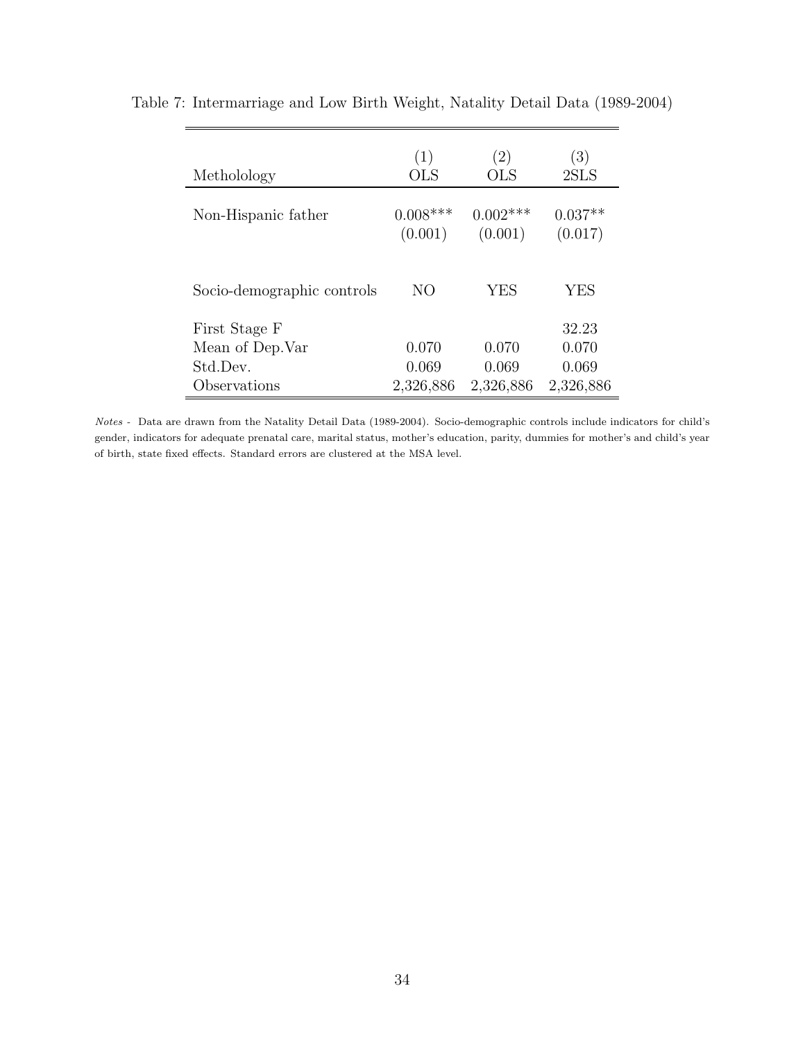Table 7: Intermarriage and Low Birth Weight, Natality Detail Data (1989-2004)

| Metholology | (1) OLS | (2) OLS | (3) 2SLS |
|---|---|---|---|
| Non-Hispanic father | 0.008*** | 0.002*** | 0.037** |
| | (0.001) | (0.001) | (0.017) |
| Socio-demographic controls | NO | YES | YES |
| First Stage F | | | 32.23 |
| Mean of Dep.Var | 0.070 | 0.070 | 0.070 |
| Std.Dev. | 0.069 | 0.069 | 0.069 |
| Observations | 2,326,886 | 2,326,886 | 2,326,886 |

*Notes* - Data are drawn from the Natality Detail Data (1989-2004). Socio-demographic controls include indicators for child's gender, indicators for adequate prenatal care, marital status, mother's education, parity, dummies for mother's and child's year of birth, state fixed effects. Standard errors are clustered at the MSA level.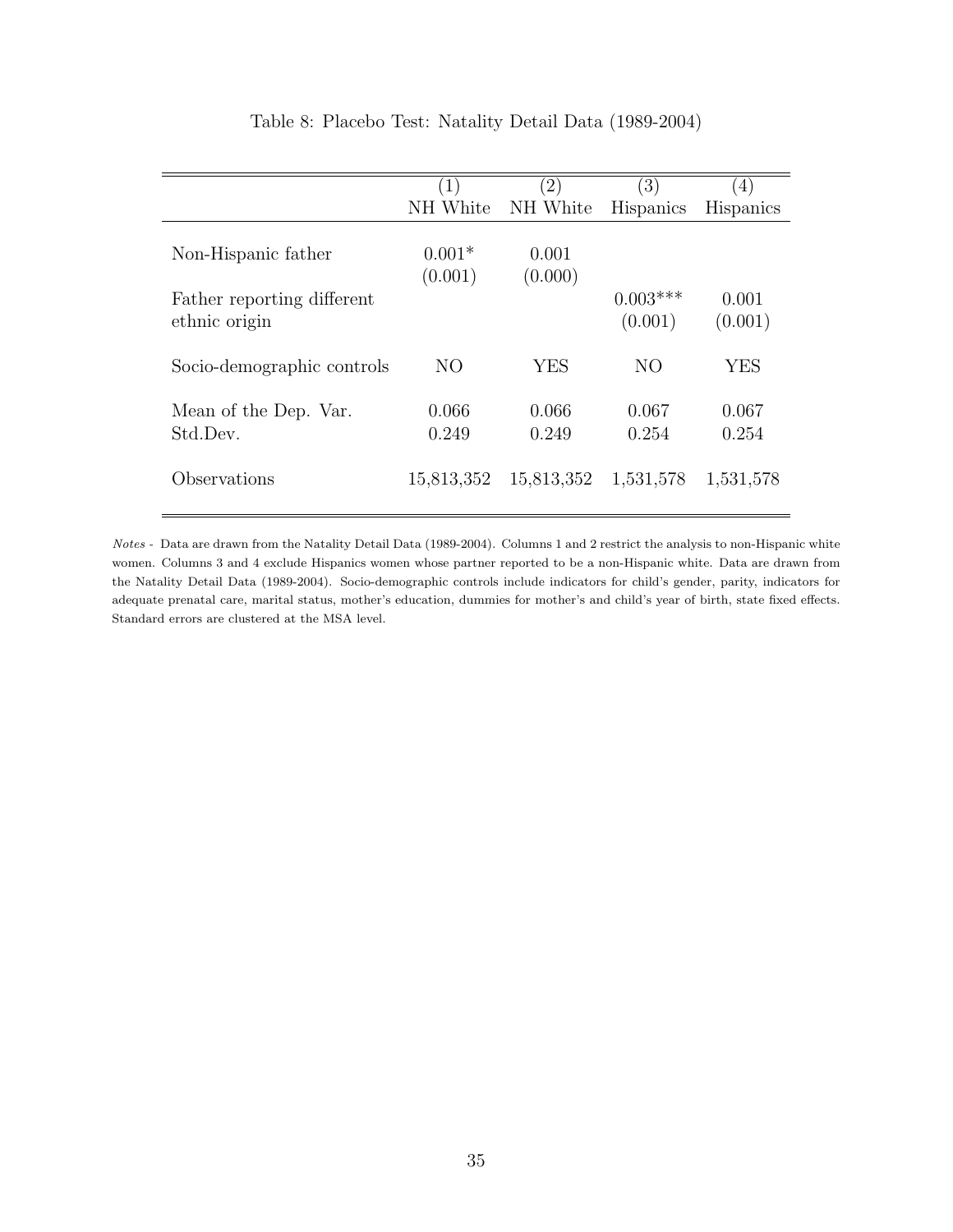Table 8: Placebo Test: Natality Detail Data (1989-2004)

| | (1) | (2) | (3) | (4) |
|---|---|---|---|---|
| | NH White | NH White | Hispanics | Hispanics |
| Non-Hispanic father | 0.001* | 0.001 | | |
| | (0.001) | (0.000) | | |
| Father reporting different ethnic origin | | | 0.003*** | 0.001 |
| | | | (0.001) | (0.001) |
| Socio-demographic controls | NO | YES | NO | YES |
| Mean of the Dep. Var. | 0.066 | 0.066 | 0.067 | 0.067 |
| Std.Dev. | 0.249 | 0.249 | 0.254 | 0.254 |
| Observations | 15,813,352 | 15,813,352 | 1,531,578 | 1,531,578 |

*Notes -* Data are drawn from the Natality Detail Data (1989-2004). Columns 1 and 2 restrict the analysis to non-Hispanic white women. Columns 3 and 4 exclude Hispanics women whose partner reported to be a non-Hispanic white. Data are drawn from the Natality Detail Data (1989-2004). Socio-demographic controls include indicators for child's gender, parity, indicators for adequate prenatal care, marital status, mother's education, dummies for mother's and child's year of birth, state fixed effects. Standard errors are clustered at the MSA level.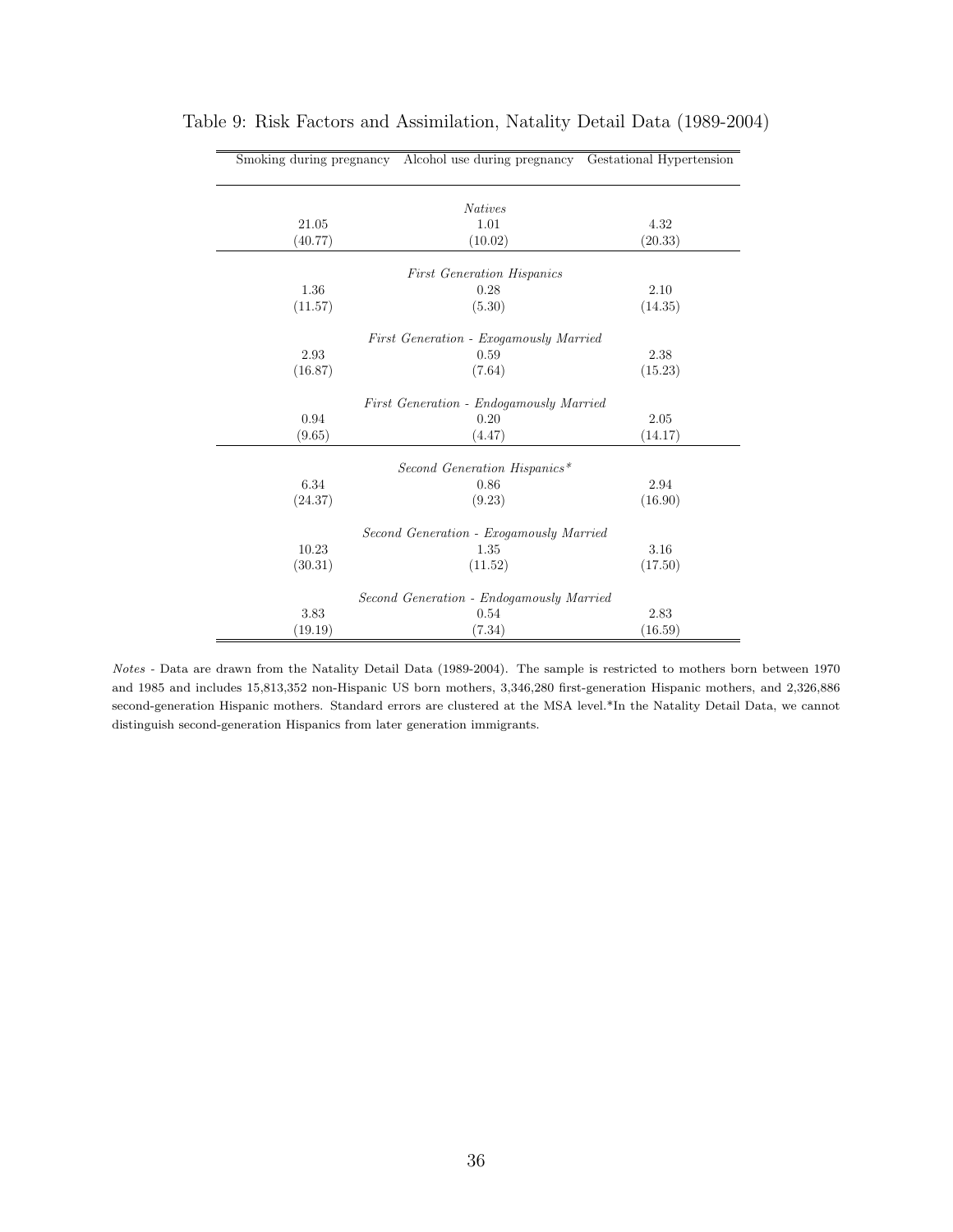Table 9: Risk Factors and Assimilation, Natality Detail Data (1989-2004)

| Smoking during pregnancy | Alcohol use during pregnancy | Gestational Hypertension |
|---|---|---|
| | *Natives* | |
| 21.05 | 1.01 | 4.32 |
| (40.77) | (10.02) | (20.33) |
| | *First Generation Hispanics* | |
| 1.36 | 0.28 | 2.10 |
| (11.57) | (5.30) | (14.35) |
| | *First Generation - Exogamously Married* | |
| 2.93 | 0.59 | 2.38 |
| (16.87) | (7.64) | (15.23) |
| | *First Generation - Endogamously Married* | |
| 0.94 | 0.20 | 2.05 |
| (9.65) | (4.47) | (14.17) |
| | *Second Generation Hispanics\** | |
| 6.34 | 0.86 | 2.94 |
| (24.37) | (9.23) | (16.90) |
| | *Second Generation - Exogamously Married* | |
| 10.23 | 1.35 | 3.16 |
| (30.31) | (11.52) | (17.50) |
| | *Second Generation - Endogamously Married* | |
| 3.83 | 0.54 | 2.83 |
| (19.19) | (7.34) | (16.59) |

*Notes* - Data are drawn from the Natality Detail Data (1989-2004). The sample is restricted to mothers born between 1970 and 1985 and includes 15,813,352 non-Hispanic US born mothers, 3,346,280 first-generation Hispanic mothers, and 2,326,886 second-generation Hispanic mothers. Standard errors are clustered at the MSA level.*In the Natality Detail Data, we cannot distinguish second-generation Hispanics from later generation immigrants.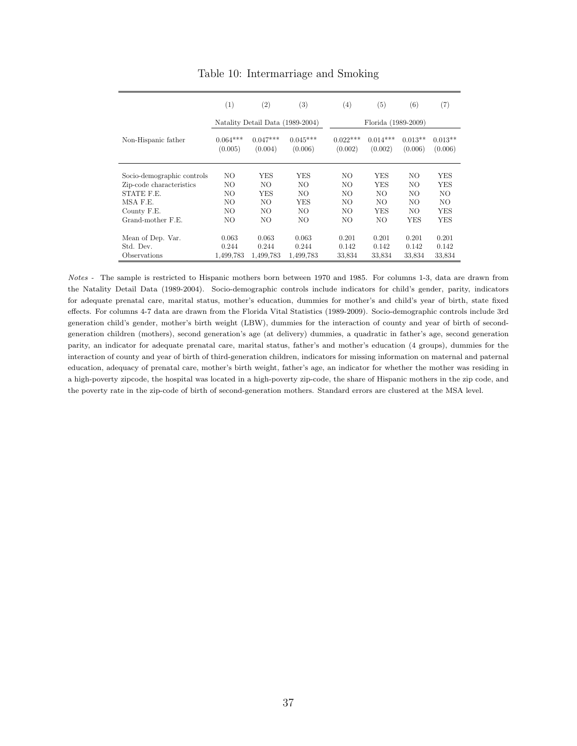Table 10: Intermarriage and Smoking

| | (1) | (2) | (3) | (4) | (5) | (6) | (7) |
|---|---|---|---|---|---|---|---|
| | Natality Detail Data (1989-2004) | | | Florida (1989-2009) | | | |
| Non-Hispanic father | 0.064*** | 0.047*** | 0.045*** | 0.022*** | 0.014*** | 0.013** | 0.013** |
| | (0.005) | (0.004) | (0.006) | (0.002) | (0.002) | (0.006) | (0.006) |
| Socio-demographic controls | NO | YES | YES | NO | YES | NO | YES |
| Zip-code characteristics | NO | NO | NO | NO | YES | NO | YES |
| STATE F.E. | NO | YES | NO | NO | NO | NO | NO |
| MSA F.E. | NO | NO | YES | NO | NO | NO | NO |
| County F.E. | NO | NO | NO | NO | YES | NO | YES |
| Grand-mother F.E. | NO | NO | NO | NO | NO | YES | YES |
| Mean of Dep. Var. | 0.063 | 0.063 | 0.063 | 0.201 | 0.201 | 0.201 | 0.201 |
| Std. Dev. | 0.244 | 0.244 | 0.244 | 0.142 | 0.142 | 0.142 | 0.142 |
| Observations | 1,499,783 | 1,499,783 | 1,499,783 | 33,834 | 33,834 | 33,834 | 33,834 |

*Notes -* The sample is restricted to Hispanic mothers born between 1970 and 1985. For columns 1-3, data are drawn from the Natality Detail Data (1989-2004). Socio-demographic controls include indicators for child's gender, parity, indicators for adequate prenatal care, marital status, mother's education, dummies for mother's and child's year of birth, state fixed effects. For columns 4-7 data are drawn from the Florida Vital Statistics (1989-2009). Socio-demographic controls include 3rd generation child's gender, mother's birth weight (LBW), dummies for the interaction of county and year of birth of second-generation children (mothers), second generation's age (at delivery) dummies, a quadratic in father's age, second generation parity, an indicator for adequate prenatal care, marital status, father's and mother's education (4 groups), dummies for the interaction of county and year of birth of third-generation children, indicators for missing information on maternal and paternal education, adequacy of prenatal care, mother's birth weight, father's age, an indicator for whether the mother was residing in a high-poverty zipcode, the hospital was located in a high-poverty zip-code, the share of Hispanic mothers in the zip code, and the poverty rate in the zip-code of birth of second-generation mothers. Standard errors are clustered at the MSA level.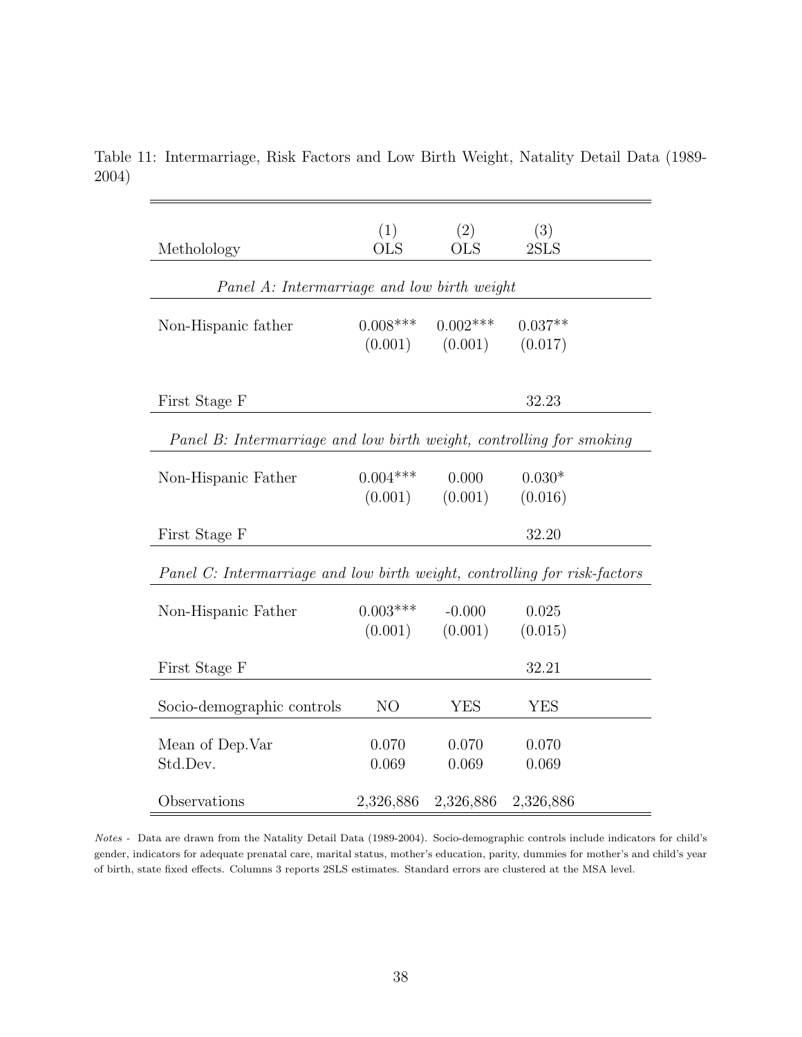Table 11: Intermarriage, Risk Factors and Low Birth Weight, Natality Detail Data (1989-2004)

| Metholology | (1) OLS | (2) OLS | (3) 2SLS |
|---|---|---|---|
| *Panel A: Intermarriage and low birth weight* | | | |
| Non-Hispanic father | 0.008*** | 0.002*** | 0.037** |
| | (0.001) | (0.001) | (0.017) |
| First Stage F | | | 32.23 |
| *Panel B: Intermarriage and low birth weight, controlling for smoking* | | | |
| Non-Hispanic Father | 0.004*** | 0.000 | 0.030* |
| | (0.001) | (0.001) | (0.016) |
| First Stage F | | | 32.20 |
| *Panel C: Intermarriage and low birth weight, controlling for risk-factors* | | | |
| Non-Hispanic Father | 0.003*** | -0.000 | 0.025 |
| | (0.001) | (0.001) | (0.015) |
| First Stage F | | | 32.21 |
| Socio-demographic controls | NO | YES | YES |
| Mean of Dep.Var | 0.070 | 0.070 | 0.070 |
| Std.Dev. | 0.069 | 0.069 | 0.069 |
| Observations | 2,326,886 | 2,326,886 | 2,326,886 |

*Notes -* Data are drawn from the Natality Detail Data (1989-2004). Socio-demographic controls include indicators for child's gender, indicators for adequate prenatal care, marital status, mother's education, parity, dummies for mother's and child's year of birth, state fixed effects. Columns 3 reports 2SLS estimates. Standard errors are clustered at the MSA level.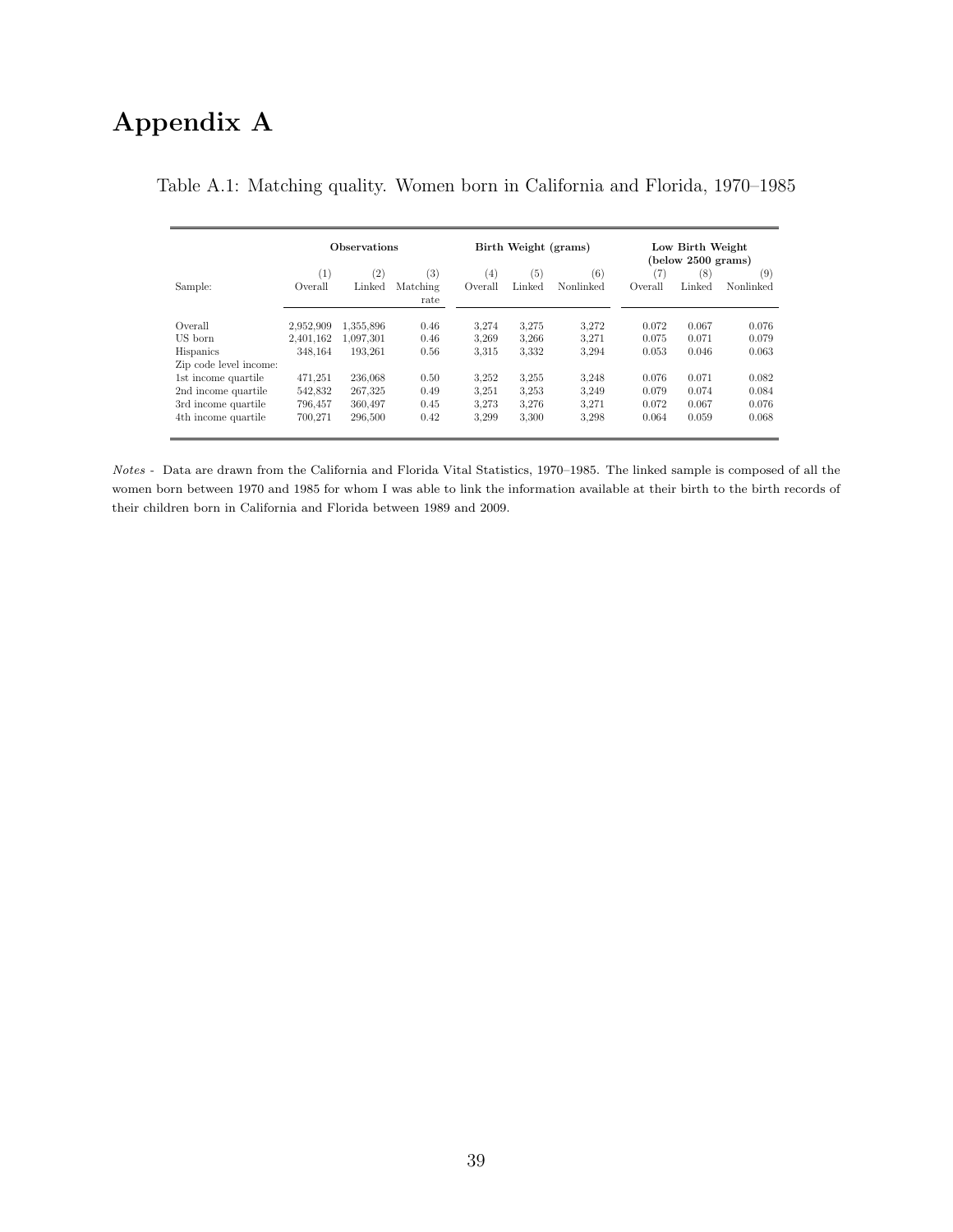# Appendix A

Table A.1: Matching quality. Women born in California and Florida, 1970–1985

| | Observations | | | Birth Weight (grams) | | | Low Birth Weight (below 2500 grams) | | |
|---|---|---|---|---|---|---|---|---|---|
| | (1) | (2) | (3) | (4) | (5) | (6) | (7) | (8) | (9) |
| Sample: | Overall | Linked | Matching rate | Overall | Linked | Nonlinked | Overall | Linked | Nonlinked |
| Overall | 2,952,909 | 1,355,896 | 0.46 | 3,274 | 3,275 | 3,272 | 0.072 | 0.067 | 0.076 |
| US born | 2,401,162 | 1,097,301 | 0.46 | 3,269 | 3,266 | 3,271 | 0.075 | 0.071 | 0.079 |
| Hispanics | 348,164 | 193,261 | 0.56 | 3,315 | 3,332 | 3,294 | 0.053 | 0.046 | 0.063 |
| Zip code level income: | | | | | | | | | |
| 1st income quartile | 471,251 | 236,068 | 0.50 | 3,252 | 3,255 | 3,248 | 0.076 | 0.071 | 0.082 |
| 2nd income quartile | 542,832 | 267,325 | 0.49 | 3,251 | 3,253 | 3,249 | 0.079 | 0.074 | 0.084 |
| 3rd income quartile | 796,457 | 360,497 | 0.45 | 3,273 | 3,276 | 3,271 | 0.072 | 0.067 | 0.076 |
| 4th income quartile | 700,271 | 296,500 | 0.42 | 3,299 | 3,300 | 3,298 | 0.064 | 0.059 | 0.068 |

*Notes* - Data are drawn from the California and Florida Vital Statistics, 1970–1985. The linked sample is composed of all the women born between 1970 and 1985 for whom I was able to link the information available at their birth to the birth records of their children born in California and Florida between 1989 and 2009.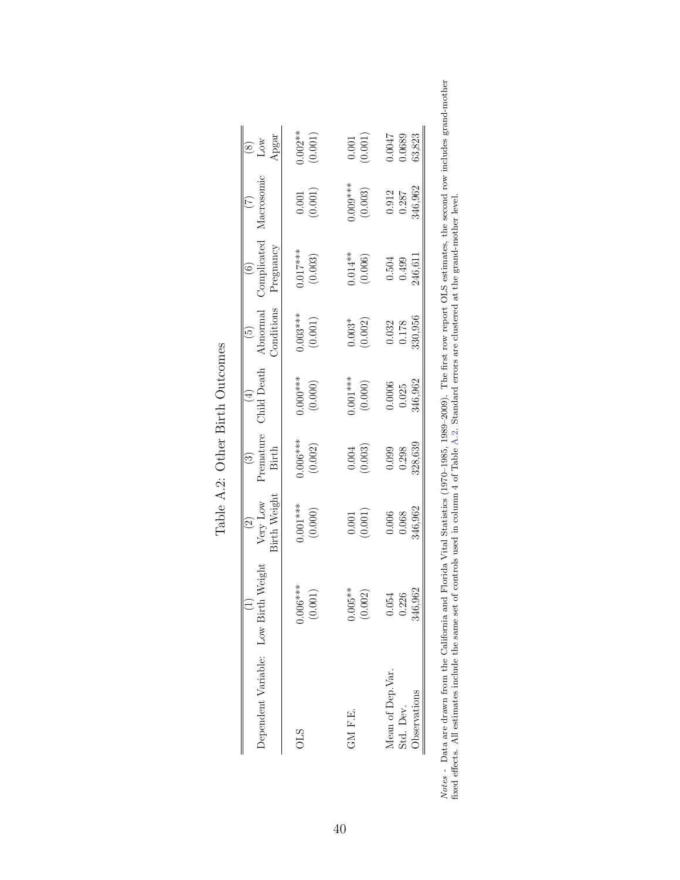Table A.2: Other Birth Outcomes

| Dependent Variable: | (1) Low Birth Weight | (2) Very Low Birth Weight | (3) Premature Birth | (4) Child Death | (5) Abnormal Conditions | (6) Complicated Pregnancy | (7) Macrosomic | (8) Low Apgar |
|---|---|---|---|---|---|---|---|---|
| OLS | 0.006*** | 0.001*** | 0.006*** | 0.000*** | 0.003*** | 0.017*** | 0.001 | 0.002** |
| | (0.001) | (0.000) | (0.002) | (0.000) | (0.001) | (0.003) | (0.001) | (0.001) |
| GM F.E. | 0.005** | 0.001 | 0.004 | 0.001*** | 0.003* | 0.014** | 0.009*** | 0.001 |
| | (0.002) | (0.001) | (0.003) | (0.000) | (0.002) | (0.006) | (0.003) | (0.001) |
| Mean of Dep.Var. | 0.054 | 0.006 | 0.099 | 0.0006 | 0.032 | 0.504 | 0.912 | 0.0047 |
| Std. Dev. | 0.226 | 0.068 | 0.298 | 0.025 | 0.178 | 0.499 | 0.287 | 0.0689 |
| Observations | 346,962 | 346,962 | 328,639 | 346,962 | 330,956 | 246,611 | 346,962 | 63,823 |

*Notes* - Data are drawn from the California and Florida Vital Statistics (1970–1985, 1989–2009). The first row report OLS estimates, the second row includes grand-mother fixed effects. All estimates include the same set of controls used in column 4 of Table A.2. Standard errors are clustered at the grand-mother level.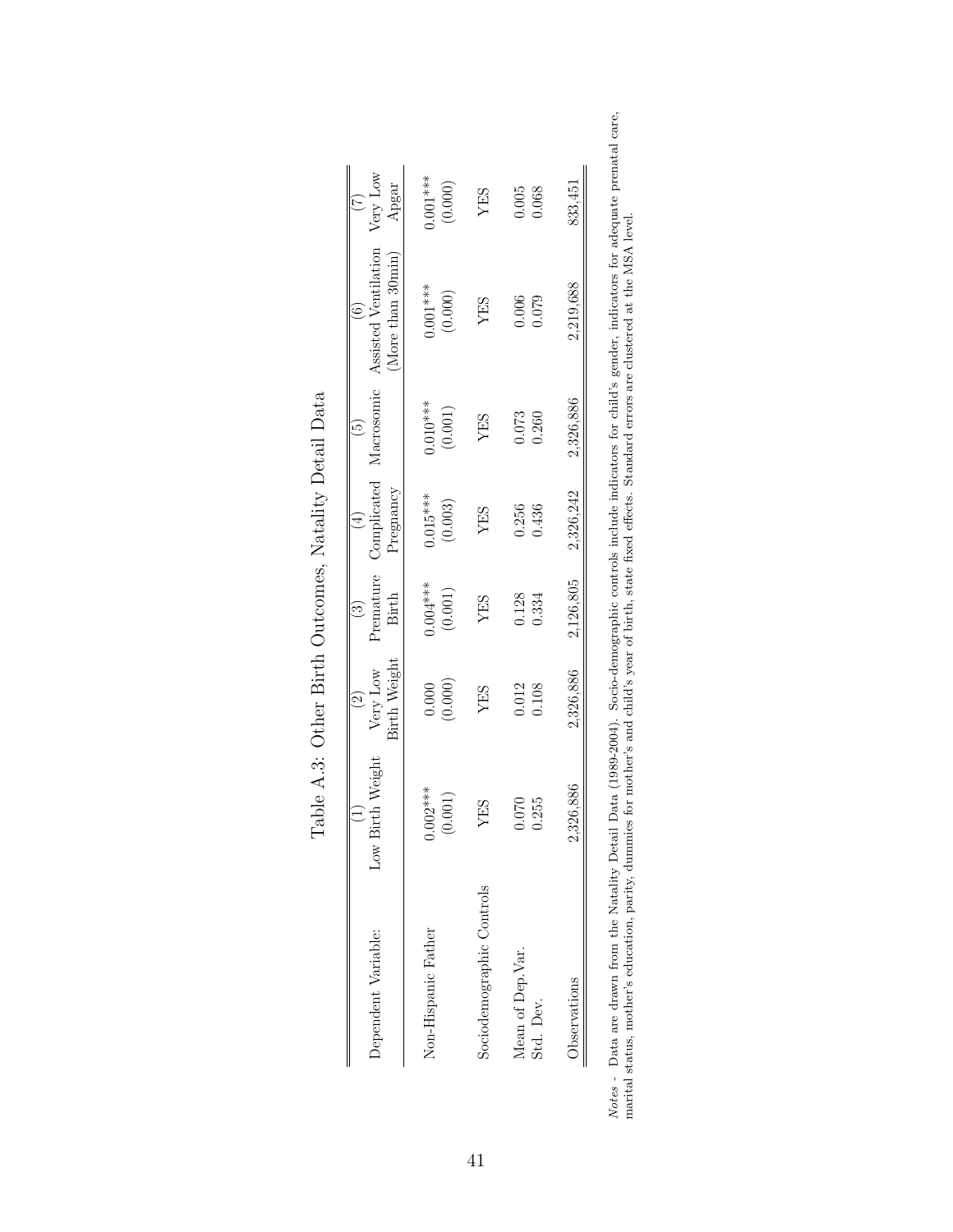Table A.3: Other Birth Outcomes, Natality Detail Data

| Dependent Variable: | (1) Low Birth Weight | (2) Very Low Birth Weight | (3) Premature Birth | (4) Complicated Pregnancy | (5) Macrosomic | (6) Assisted Ventilation (More than 30min) | (7) Very Low Apgar |
|---|---|---|---|---|---|---|---|
| Non-Hispanic Father | 0.002*** | 0.000 | 0.004*** | 0.015*** | 0.010*** | 0.001*** | 0.001*** |
| | (0.001) | (0.000) | (0.001) | (0.003) | (0.001) | (0.000) | (0.000) |
| Sociodemographic Controls | YES | YES | YES | YES | YES | YES | YES |
| Mean of Dep.Var. | 0.070 | 0.012 | 0.128 | 0.256 | 0.073 | 0.006 | 0.005 |
| Std. Dev. | 0.255 | 0.108 | 0.334 | 0.436 | 0.260 | 0.079 | 0.068 |
| Observations | 2,326,886 | 2,326,886 | 2,126,805 | 2,326,242 | 2,326,886 | 2,219,688 | 833,451 |

*Notes* - Data are drawn from the Natality Detail Data (1989-2004). Socio-demographic controls include indicators for child's gender, indicators for adequate prenatal care, marital status, mother's education, parity, dummies for mother's and child's year of birth, state fixed effects. Standard errors are clustered at the MSA level.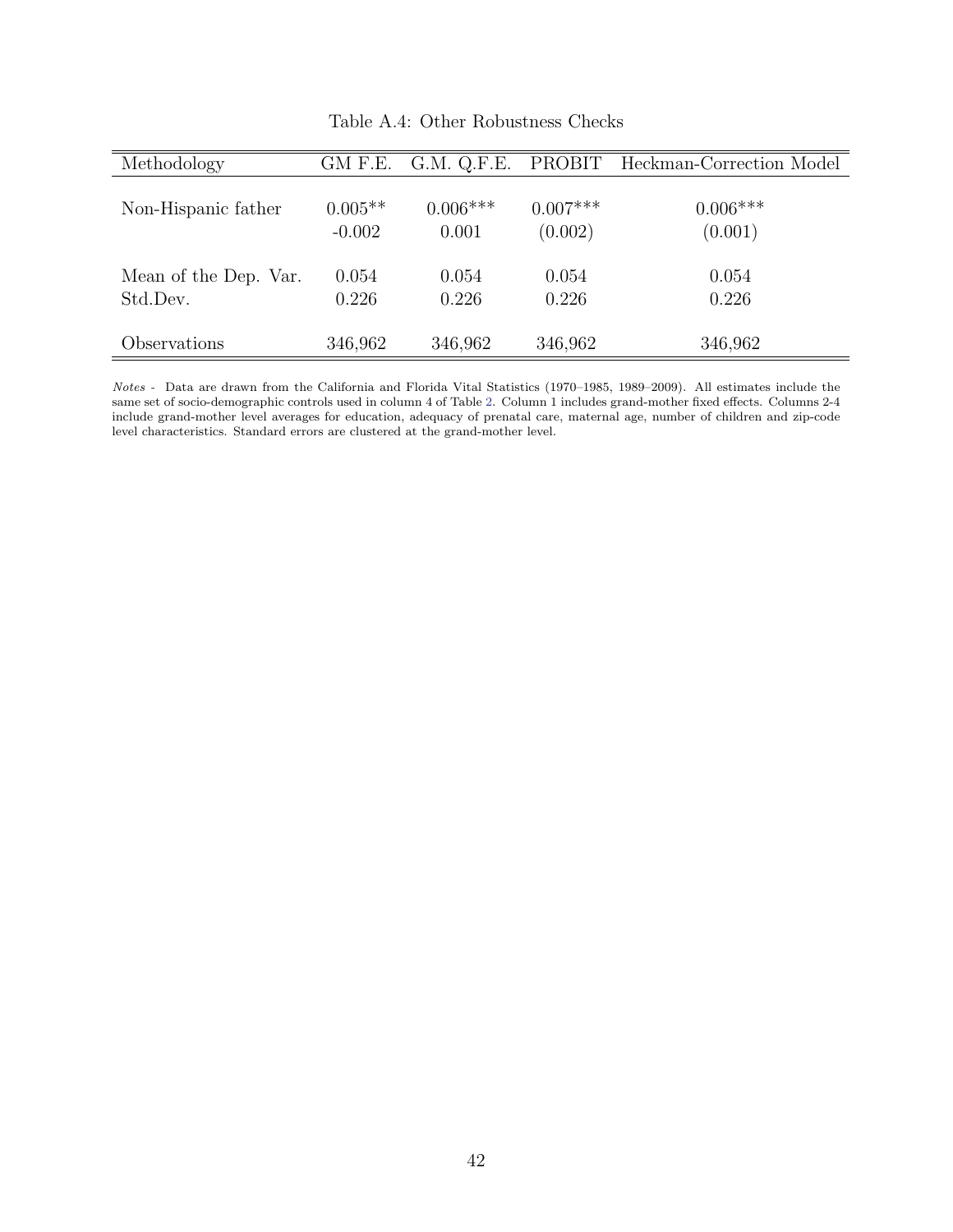Table A.4: Other Robustness Checks

| Methodology | GM F.E. | G.M. Q.F.E. | PROBIT | Heckman-Correction Model |
|---|---|---|---|---|
| Non-Hispanic father | 0.005** | 0.006*** | 0.007*** | 0.006*** |
| | -0.002 | 0.001 | (0.002) | (0.001) |
| Mean of the Dep. Var. | 0.054 | 0.054 | 0.054 | 0.054 |
| Std.Dev. | 0.226 | 0.226 | 0.226 | 0.226 |
| Observations | 346,962 | 346,962 | 346,962 | 346,962 |

*Notes* - Data are drawn from the California and Florida Vital Statistics (1970–1985, 1989–2009). All estimates include the same set of socio-demographic controls used in column 4 of Table 2. Column 1 includes grand-mother fixed effects. Columns 2-4 include grand-mother level averages for education, adequacy of prenatal care, maternal age, number of children and zip-code level characteristics. Standard errors are clustered at the grand-mother level.